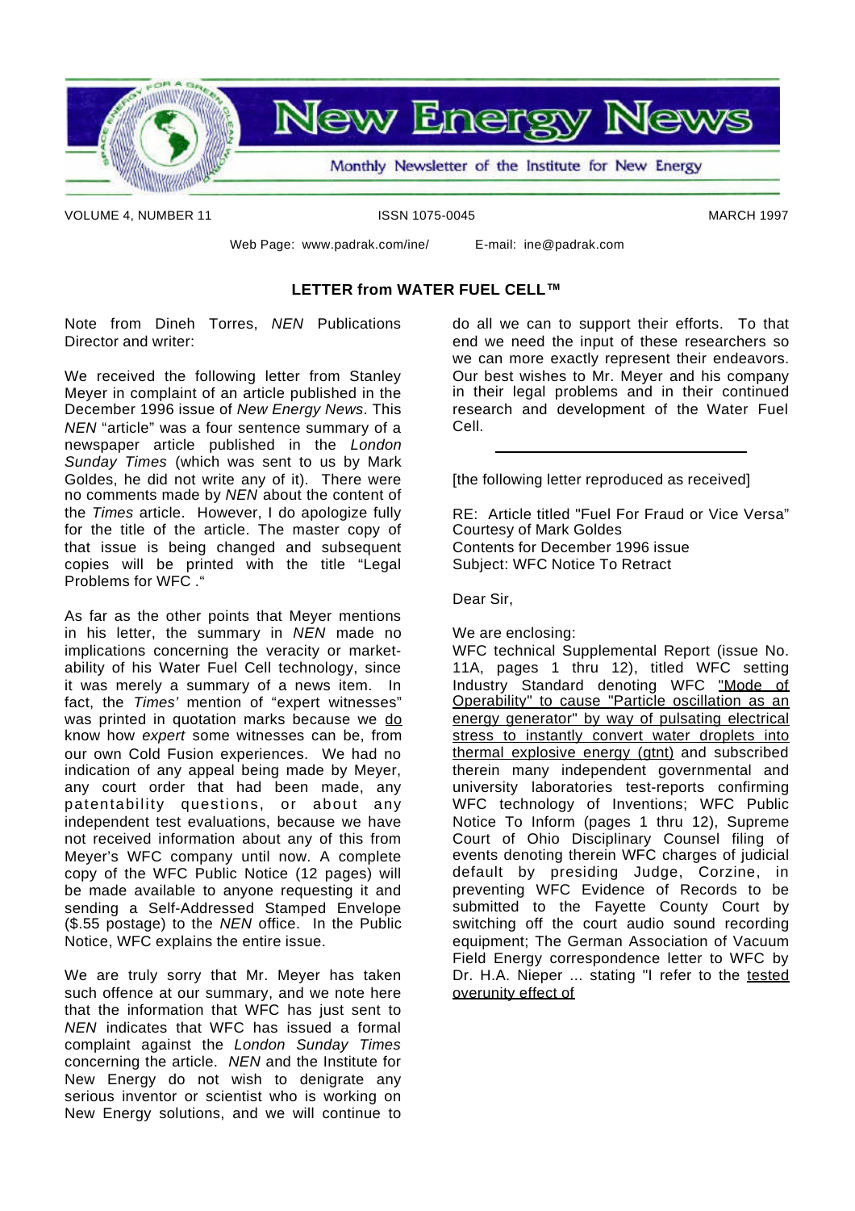# New Energy News

Monthly Newsletter of the Institute for New Energy

VOLUME 4, NUMBER 11 ISSN 1075-0045 MARCH 1997

Web Page: www.padrak.com/ine/ E-mail: ine@padrak.com

## LETTER from WATER FUEL CELL™

Note from Dineh Torres, *NEN* Publications Director and writer:

We received the following letter from Stanley Meyer in complaint of an article published in the December 1996 issue of *New Energy News*. This *NEN* "article" was a four sentence summary of a newspaper article published in the *London Sunday Times* (which was sent to us by Mark Goldes, he did not write any of it). There were no comments made by *NEN* about the content of the *Times* article. However, I do apologize fully for the title of the article. The master copy of that issue is being changed and subsequent copies will be printed with the title "Legal Problems for WFC ."

As far as the other points that Meyer mentions in his letter, the summary in *NEN* made no implications concerning the veracity or marketability of his Water Fuel Cell technology, since it was merely a summary of a news item. In fact, the *Times'* mention of "expert witnesses" was printed in quotation marks because we do know how *expert* some witnesses can be, from our own Cold Fusion experiences. We had no indication of any appeal being made by Meyer, any court order that had been made, any patentability questions, or about any independent test evaluations, because we have not received information about any of this from Meyer's WFC company until now. A complete copy of the WFC Public Notice (12 pages) will be made available to anyone requesting it and sending a Self-Addressed Stamped Envelope ($.55 postage) to the *NEN* office. In the Public Notice, WFC explains the entire issue.

We are truly sorry that Mr. Meyer has taken such offence at our summary, and we note here that the information that WFC has just sent to *NEN* indicates that WFC has issued a formal complaint against the *London Sunday Times* concerning the article. *NEN* and the Institute for New Energy do not wish to denigrate any serious inventor or scientist who is working on New Energy solutions, and we will continue to do all we can to support their efforts. To that end we need the input of these researchers so we can more exactly represent their endeavors. Our best wishes to Mr. Meyer and his company in their legal problems and in their continued research and development of the Water Fuel Cell.

---

[the following letter reproduced as received]

RE: Article titled "Fuel For Fraud or Vice Versa"
Courtesy of Mark Goldes
Contents for December 1996 issue
Subject: WFC Notice To Retract

Dear Sir,

We are enclosing:
WFC technical Supplemental Report (issue No. 11A, pages 1 thru 12), titled WFC setting Industry Standard denoting WFC "Mode of Operability" to cause "Particle oscillation as an energy generator" by way of pulsating electrical stress to instantly convert water droplets into thermal explosive energy (gtnt) and subscribed therein many independent governmental and university laboratories test-reports confirming WFC technology of Inventions; WFC Public Notice To Inform (pages 1 thru 12), Supreme Court of Ohio Disciplinary Counsel filing of events denoting therein WFC charges of judicial default by presiding Judge, Corzine, in preventing WFC Evidence of Records to be submitted to the Fayette County Court by switching off the court audio sound recording equipment; The German Association of Vacuum Field Energy correspondence letter to WFC by Dr. H.A. Nieper ... stating "I refer to the tested overunity effect of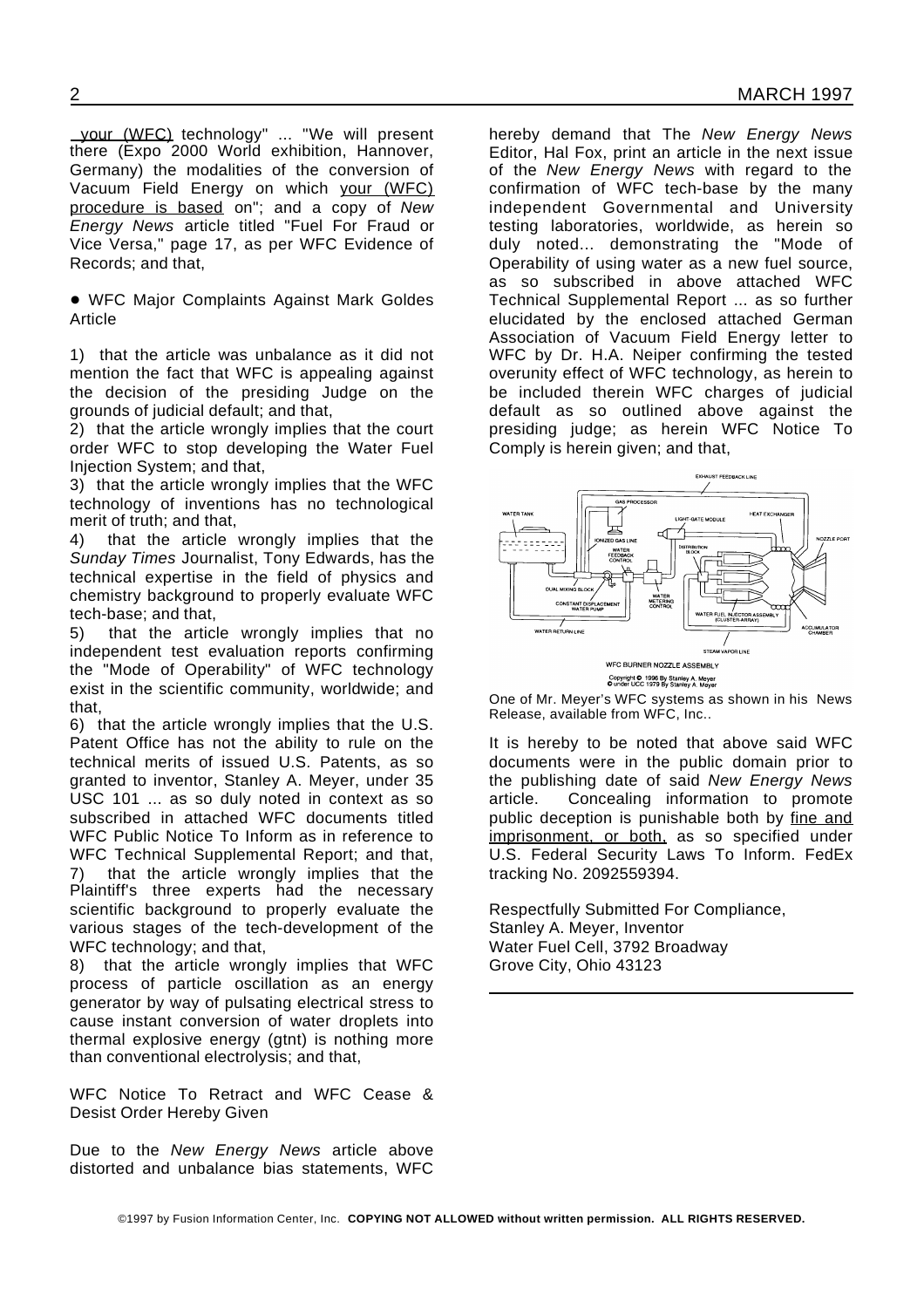your (WFC) technology" ... "We will present there (Expo 2000 World exhibition, Hannover, Germany) the modalities of the conversion of Vacuum Field Energy on which your (WFC) procedure is based on"; and a copy of *New Energy News* article titled "Fuel For Fraud or Vice Versa," page 17, as per WFC Evidence of Records; and that,

• WFC Major Complaints Against Mark Goldes Article

1) that the article was unbalance as it did not mention the fact that WFC is appealing against the decision of the presiding Judge on the grounds of judicial default; and that,
2) that the article wrongly implies that the court order WFC to stop developing the Water Fuel Injection System; and that,
3) that the article wrongly implies that the WFC technology of inventions has no technological merit of truth; and that,
4) that the article wrongly implies that the *Sunday Times* Journalist, Tony Edwards, has the technical expertise in the field of physics and chemistry background to properly evaluate WFC tech-base; and that,
5) that the article wrongly implies that no independent test evaluation reports confirming the "Mode of Operability" of WFC technology exist in the scientific community, worldwide; and that,
6) that the article wrongly implies that the U.S. Patent Office has not the ability to rule on the technical merits of issued U.S. Patents, as so granted to inventor, Stanley A. Meyer, under 35 USC 101 ... as so duly noted in context as so subscribed in attached WFC documents titled WFC Public Notice To Inform as in reference to WFC Technical Supplemental Report; and that,
7) that the article wrongly implies that the Plaintiff's three experts had the necessary scientific background to properly evaluate the various stages of the tech-development of the WFC technology; and that,
8) that the article wrongly implies that WFC process of particle oscillation as an energy generator by way of pulsating electrical stress to cause instant conversion of water droplets into thermal explosive energy (gtnt) is nothing more than conventional electrolysis; and that,

WFC Notice To Retract and WFC Cease & Desist Order Hereby Given

Due to the *New Energy News* article above distorted and unbalance bias statements, WFC hereby demand that The *New Energy News* Editor, Hal Fox, print an article in the next issue of the *New Energy News* with regard to the confirmation of WFC tech-base by the many independent Governmental and University testing laboratories, worldwide, as herein so duly noted... demonstrating the "Mode of Operability of using water as a new fuel source, as so subscribed in above attached WFC Technical Supplemental Report ... as so further elucidated by the enclosed attached German Association of Vacuum Field Energy letter to WFC by Dr. H.A. Neiper confirming the tested overunity effect of WFC technology, as herein to be included therein WFC charges of judicial default as so outlined above against the presiding judge; as herein WFC Notice To Comply is herein given; and that,

WFC BURNER NOZZLE ASSEMBLY

Copyright © 1996 By Stanley A. Meyer
© under UCC 1979 By Stanley A. Meyer

One of Mr. Meyer's WFC systems as shown in his News Release, available from WFC, Inc..

It is hereby to be noted that above said WFC documents were in the public domain prior to the publishing date of said *New Energy News* article. Concealing information to promote public deception is punishable both by fine and imprisonment, or both, as so specified under U.S. Federal Security Laws To Inform. FedEx tracking No. 2092559394.

Respectfully Submitted For Compliance,
Stanley A. Meyer, Inventor
Water Fuel Cell, 3792 Broadway
Grove City, Ohio 43123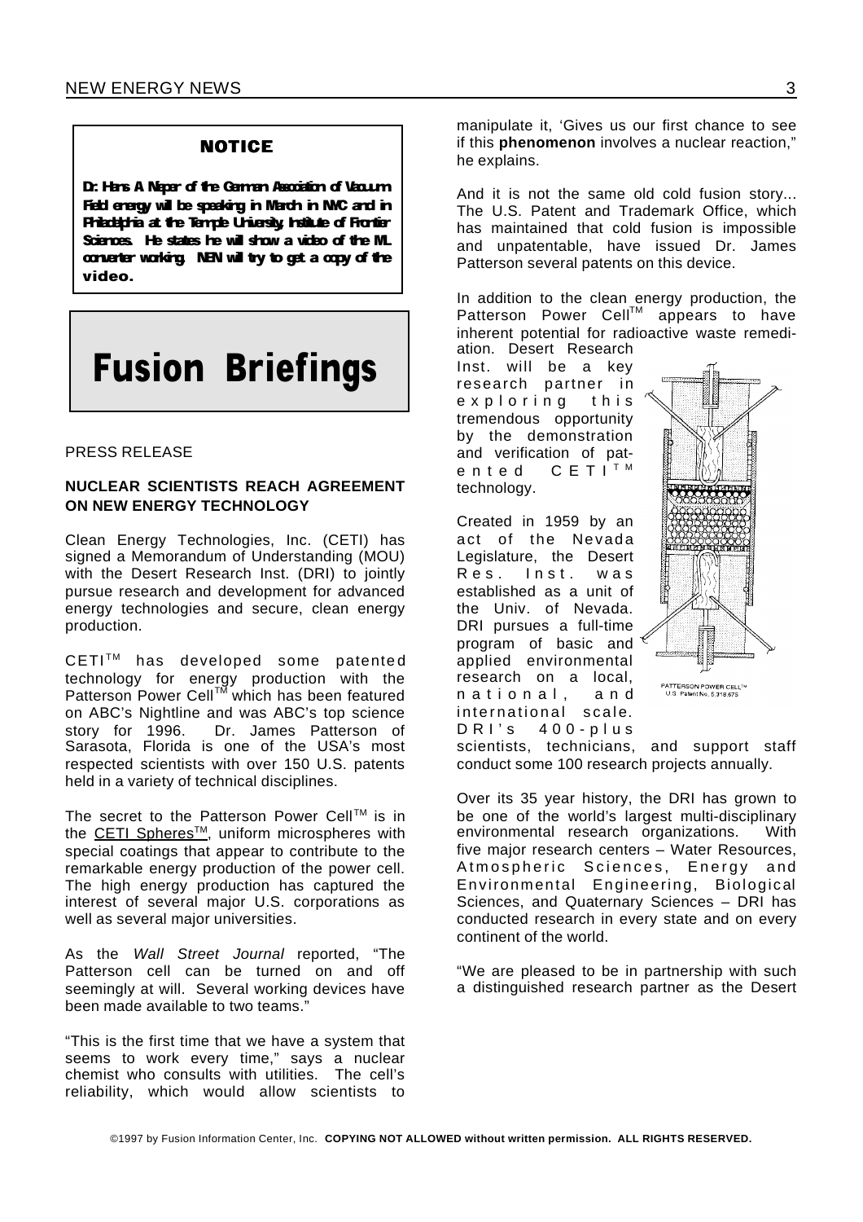**NOTICE**

**Dr. Hans A. Nieper of the German Association of Vacuum Field energy will be speaking in March in NYC and in Philadelphia at the Temple University, Institute of Frontier Sciences. He states he will show a video of the ML converter working. NEN will try to get a copy of the video.**

# Fusion Briefings

PRESS RELEASE

## NUCLEAR SCIENTISTS REACH AGREEMENT ON NEW ENERGY TECHNOLOGY

Clean Energy Technologies, Inc. (CETI) has signed a Memorandum of Understanding (MOU) with the Desert Research Inst. (DRI) to jointly pursue research and development for advanced energy technologies and secure, clean energy production.

CETI™ has developed some patented technology for energy production with the Patterson Power Cell™ which has been featured on ABC's Nightline and was ABC's top science story for 1996. Dr. James Patterson of Sarasota, Florida is one of the USA's most respected scientists with over 150 U.S. patents held in a variety of technical disciplines.

The secret to the Patterson Power Cell™ is in the CETI Spheres™, uniform microspheres with special coatings that appear to contribute to the remarkable energy production of the power cell. The high energy production has captured the interest of several major U.S. corporations as well as several major universities.

As the *Wall Street Journal* reported, "The Patterson cell can be turned on and off seemingly at will. Several working devices have been made available to two teams."

"This is the first time that we have a system that seems to work every time," says a nuclear chemist who consults with utilities. The cell's reliability, which would allow scientists to manipulate it, 'Gives us our first chance to see if this **phenomenon** involves a nuclear reaction," he explains.

And it is not the same old cold fusion story... The U.S. Patent and Trademark Office, which has maintained that cold fusion is impossible and unpatentable, have issued Dr. James Patterson several patents on this device.

In addition to the clean energy production, the Patterson Power Cell™ appears to have inherent potential for radioactive waste remediation. Desert Research Inst. will be a key research partner in exploring this tremendous opportunity by the demonstration and verification of patented CETI™ technology.

PATTERSON POWER CELL™
U.S. Patent No. 5,318,675

Created in 1959 by an act of the Nevada Legislature, the Desert Res. Inst. was established as a unit of the Univ. of Nevada. DRI pursues a full-time program of basic and applied environmental research on a local, national, and international scale. DRI's 400-plus scientists, technicians, and support staff conduct some 100 research projects annually.

Over its 35 year history, the DRI has grown to be one of the world's largest multi-disciplinary environmental research organizations. With five major research centers – Water Resources, Atmospheric Sciences, Energy and Environmental Engineering, Biological Sciences, and Quaternary Sciences – DRI has conducted research in every state and on every continent of the world.

"We are pleased to be in partnership with such a distinguished research partner as the Desert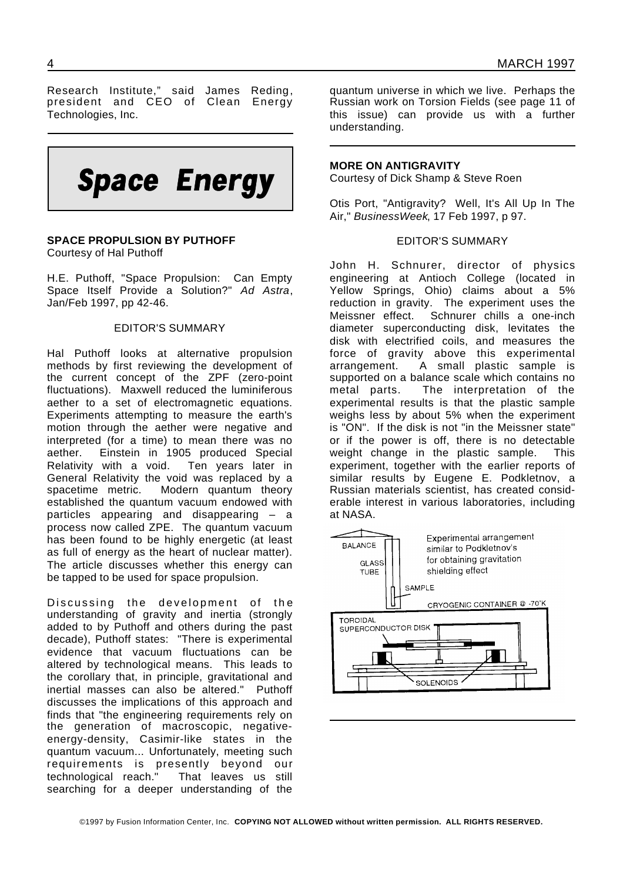Research Institute," said James Reding, president and CEO of Clean Energy Technologies, Inc.

# Space Energy

### SPACE PROPULSION BY PUTHOFF

Courtesy of Hal Puthoff

H.E. Puthoff, "Space Propulsion: Can Empty Space Itself Provide a Solution?" *Ad Astra*, Jan/Feb 1997, pp 42-46.

EDITOR'S SUMMARY

Hal Puthoff looks at alternative propulsion methods by first reviewing the development of the current concept of the ZPF (zero-point fluctuations). Maxwell reduced the luminiferous aether to a set of electromagnetic equations. Experiments attempting to measure the earth's motion through the aether were negative and interpreted (for a time) to mean there was no aether. Einstein in 1905 produced Special Relativity with a void. Ten years later in General Relativity the void was replaced by a spacetime metric. Modern quantum theory established the quantum vacuum endowed with particles appearing and disappearing – a process now called ZPE. The quantum vacuum has been found to be highly energetic (at least as full of energy as the heart of nuclear matter). The article discusses whether this energy can be tapped to be used for space propulsion.

Discussing the development of the understanding of gravity and inertia (strongly added to by Puthoff and others during the past decade), Puthoff states: "There is experimental evidence that vacuum fluctuations can be altered by technological means. This leads to the corollary that, in principle, gravitational and inertial masses can also be altered." Puthoff discusses the implications of this approach and finds that "the engineering requirements rely on the generation of macroscopic, negative-energy-density, Casimir-like states in the quantum vacuum... Unfortunately, meeting such requirements is presently beyond our technological reach." That leaves us still searching for a deeper understanding of the quantum universe in which we live. Perhaps the Russian work on Torsion Fields (see page 11 of this issue) can provide us with a further understanding.

### MORE ON ANTIGRAVITY

Courtesy of Dick Shamp & Steve Roen

Otis Port, "Antigravity? Well, It's All Up In The Air," *BusinessWeek*, 17 Feb 1997, p 97.

EDITOR'S SUMMARY

John H. Schnurer, director of physics engineering at Antioch College (located in Yellow Springs, Ohio) claims about a 5% reduction in gravity. The experiment uses the Meissner effect. Schnurer chills a one-inch diameter superconducting disk, levitates the disk with electrified coils, and measures the force of gravity above this experimental arrangement. A small plastic sample is supported on a balance scale which contains no metal parts. The interpretation of the experimental results is that the plastic sample weighs less by about 5% when the experiment is "ON". If the disk is not "in the Meissner state" or if the power is off, there is no detectable weight change in the plastic sample. This experiment, together with the earlier reports of similar results by Eugene E. Podkletnov, a Russian materials scientist, has created considerable interest in various laboratories, including at NASA.

BALANCE — GLASS TUBE — SAMPLE — Experimental arrangement similar to Podkletnov's for obtaining gravitation shielding effect — CRYOGENIC CONTAINER @ -70°K — TOROIDAL SUPERCONDUCTOR DISK — SOLENOIDS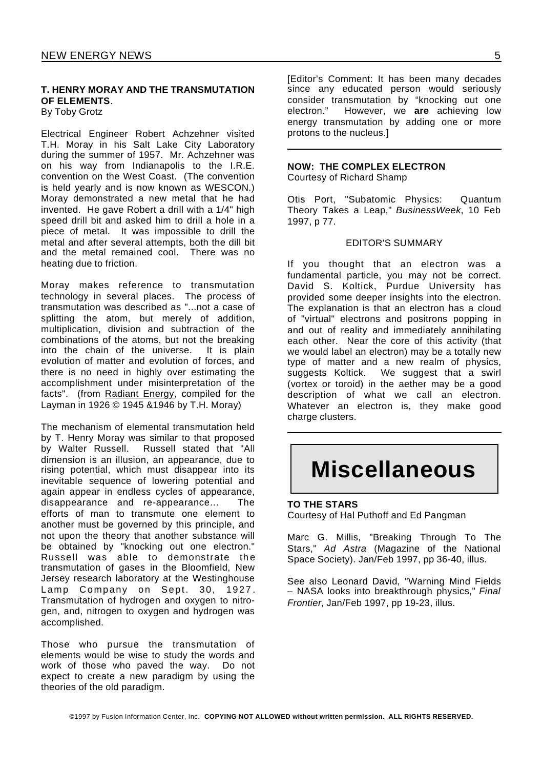### T. HENRY MORAY AND THE TRANSMUTATION OF ELEMENTS.

By Toby Grotz

Electrical Engineer Robert Achzehner visited T.H. Moray in his Salt Lake City Laboratory during the summer of 1957. Mr. Achzehner was on his way from Indianapolis to the I.R.E. convention on the West Coast. (The convention is held yearly and is now known as WESCON.) Moray demonstrated a new metal that he had invented. He gave Robert a drill with a 1/4" high speed drill bit and asked him to drill a hole in a piece of metal. It was impossible to drill the metal and after several attempts, both the dill bit and the metal remained cool. There was no heating due to friction.

Moray makes reference to transmutation technology in several places. The process of transmutation was described as "...not a case of splitting the atom, but merely of addition, multiplication, division and subtraction of the combinations of the atoms, but not the breaking into the chain of the universe. It is plain evolution of matter and evolution of forces, and there is no need in highly over estimating the accomplishment under misinterpretation of the facts". (from Radiant Energy, compiled for the Layman in 1926 © 1945 &1946 by T.H. Moray)

The mechanism of elemental transmutation held by T. Henry Moray was similar to that proposed by Walter Russell. Russell stated that "All dimension is an illusion, an appearance, due to rising potential, which must disappear into its inevitable sequence of lowering potential and again appear in endless cycles of appearance, disappearance and re-appearance... The efforts of man to transmute one element to another must be governed by this principle, and not upon the theory that another substance will be obtained by "knocking out one electron." Russell was able to demonstrate the transmutation of gases in the Bloomfield, New Jersey research laboratory at the Westinghouse Lamp Company on Sept. 30, 1927. Transmutation of hydrogen and oxygen to nitrogen, and, nitrogen to oxygen and hydrogen was accomplished.

Those who pursue the transmutation of elements would be wise to study the words and work of those who paved the way. Do not expect to create a new paradigm by using the theories of the old paradigm.

[Editor's Comment: It has been many decades since any educated person would seriously consider transmutation by "knocking out one electron." However, we **are** achieving low energy transmutation by adding one or more protons to the nucleus.]

---

### NOW: THE COMPLEX ELECTRON

Courtesy of Richard Shamp

Otis Port, "Subatomic Physics: Quantum Theory Takes a Leap," *BusinessWeek*, 10 Feb 1997, p 77.

EDITOR'S SUMMARY

If you thought that an electron was a fundamental particle, you may not be correct. David S. Koltick, Purdue University has provided some deeper insights into the electron. The explanation is that an electron has a cloud of "virtual" electrons and positrons popping in and out of reality and immediately annihilating each other. Near the core of this activity (that we would label an electron) may be a totally new type of matter and a new realm of physics, suggests Koltick. We suggest that a swirl (vortex or toroid) in the aether may be a good description of what we call an electron. Whatever an electron is, they make good charge clusters.

---

# Miscellaneous

### TO THE STARS

Courtesy of Hal Puthoff and Ed Pangman

Marc G. Millis, "Breaking Through To The Stars," *Ad Astra* (Magazine of the National Space Society). Jan/Feb 1997, pp 36-40, illus.

See also Leonard David, "Warning Mind Fields – NASA looks into breakthrough physics," *Final Frontier*, Jan/Feb 1997, pp 19-23, illus.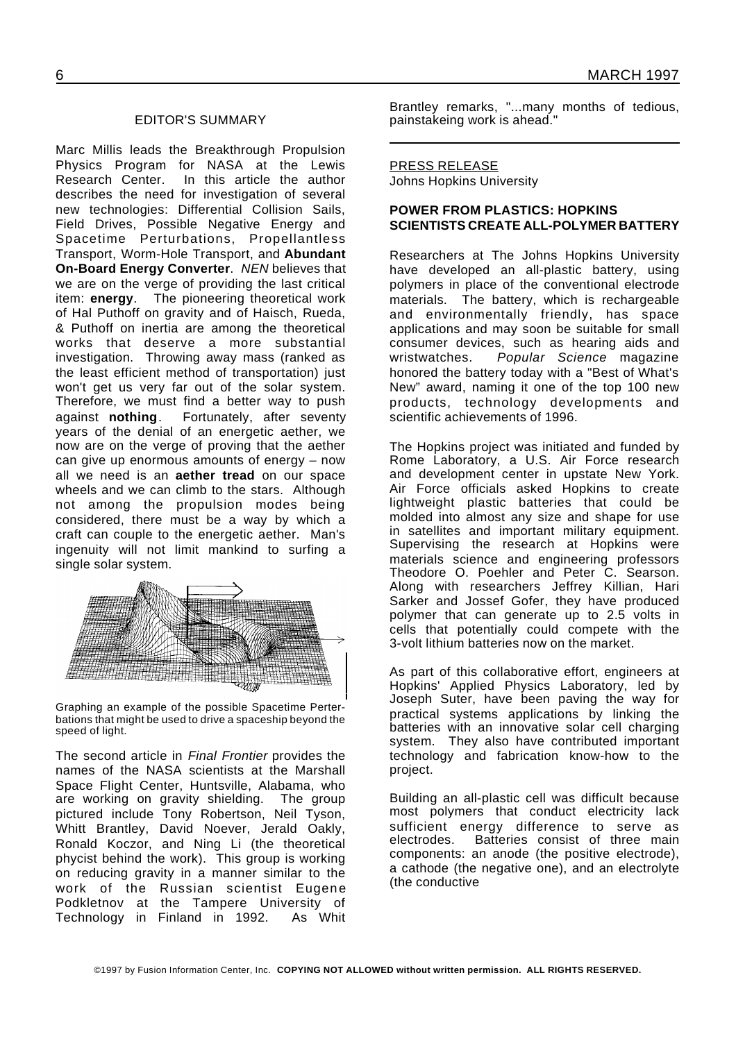EDITOR'S SUMMARY

Marc Millis leads the Breakthrough Propulsion Physics Program for NASA at the Lewis Research Center. In this article the author describes the need for investigation of several new technologies: Differential Collision Sails, Field Drives, Possible Negative Energy and Spacetime Perturbations, Propellantless Transport, Worm-Hole Transport, and **Abundant On-Board Energy Converter**. *NEN* believes that we are on the verge of providing the last critical item: **energy**. The pioneering theoretical work of Hal Puthoff on gravity and of Haisch, Rueda, & Puthoff on inertia are among the theoretical works that deserve a more substantial investigation. Throwing away mass (ranked as the least efficient method of transportation) just won't get us very far out of the solar system. Therefore, we must find a better way to push against **nothing**. Fortunately, after seventy years of the denial of an energetic aether, we now are on the verge of proving that the aether can give up enormous amounts of energy – now all we need is an **aether tread** on our space wheels and we can climb to the stars. Although not among the propulsion modes being considered, there must be a way by which a craft can couple to the energetic aether. Man's ingenuity will not limit mankind to surfing a single solar system.

Graphing an example of the possible Spacetime Perterbations that might be used to drive a spaceship beyond the speed of light.

The second article in *Final Frontier* provides the names of the NASA scientists at the Marshall Space Flight Center, Huntsville, Alabama, who are working on gravity shielding. The group pictured include Tony Robertson, Neil Tyson, Whitt Brantley, David Noever, Jerald Oakly, Ronald Koczor, and Ning Li (the theoretical phycist behind the work). This group is working on reducing gravity in a manner similar to the work of the Russian scientist Eugene Podkletnov at the Tampere University of Technology in Finland in 1992. As Whit Brantley remarks, "...many months of tedious, painstakeing work is ahead."

---

PRESS RELEASE
Johns Hopkins University

**POWER FROM PLASTICS: HOPKINS SCIENTISTS CREATE ALL-POLYMER BATTERY**

Researchers at The Johns Hopkins University have developed an all-plastic battery, using polymers in place of the conventional electrode materials. The battery, which is rechargeable and environmentally friendly, has space applications and may soon be suitable for small consumer devices, such as hearing aids and wristwatches. *Popular Science* magazine honored the battery today with a "Best of What's New" award, naming it one of the top 100 new products, technology developments and scientific achievements of 1996.

The Hopkins project was initiated and funded by Rome Laboratory, a U.S. Air Force research and development center in upstate New York. Air Force officials asked Hopkins to create lightweight plastic batteries that could be molded into almost any size and shape for use in satellites and important military equipment. Supervising the research at Hopkins were materials science and engineering professors Theodore O. Poehler and Peter C. Searson. Along with researchers Jeffrey Killian, Hari Sarker and Jossef Gofer, they have produced polymer that can generate up to 2.5 volts in cells that potentially could compete with the 3-volt lithium batteries now on the market.

As part of this collaborative effort, engineers at Hopkins' Applied Physics Laboratory, led by Joseph Suter, have been paving the way for practical systems applications by linking the batteries with an innovative solar cell charging system. They also have contributed important technology and fabrication know-how to the project.

Building an all-plastic cell was difficult because most polymers that conduct electricity lack sufficient energy difference to serve as electrodes. Batteries consist of three main components: an anode (the positive electrode), a cathode (the negative one), and an electrolyte (the conductive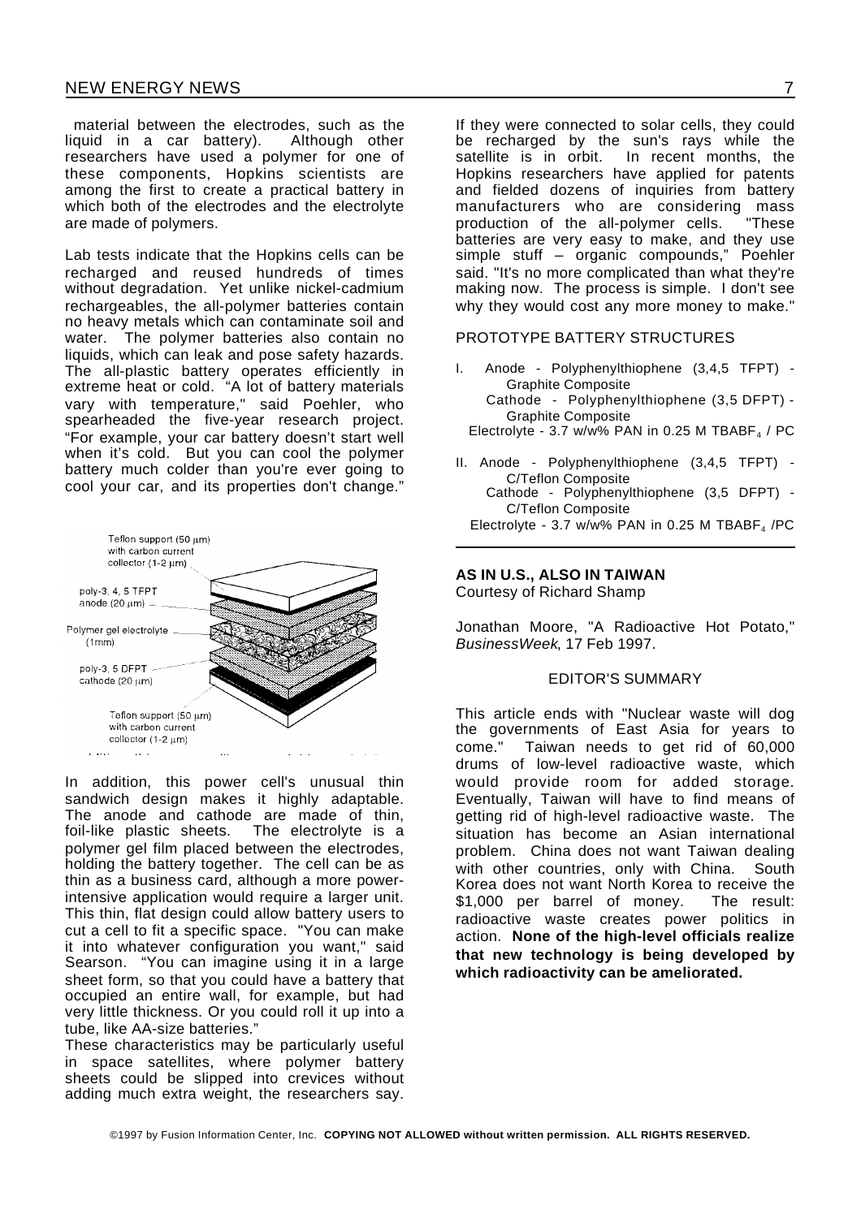material between the electrodes, such as the liquid in a car battery). Although other researchers have used a polymer for one of these components, Hopkins scientists are among the first to create a practical battery in which both of the electrodes and the electrolyte are made of polymers.

Lab tests indicate that the Hopkins cells can be recharged and reused hundreds of times without degradation. Yet unlike nickel-cadmium rechargeables, the all-polymer batteries contain no heavy metals which can contaminate soil and water. The polymer batteries also contain no liquids, which can leak and pose safety hazards. The all-plastic battery operates efficiently in extreme heat or cold. "A lot of battery materials vary with temperature," said Poehler, who spearheaded the five-year research project. "For example, your car battery doesn't start well when it's cold. But you can cool the polymer battery much colder than you're ever going to cool your car, and its properties don't change."

Teflon support (50 μm) with carbon current collector (1-2 μm)

poly-3, 4, 5 TFPT anode (20 μm)

Polymer gel electrolyte (1mm)

poly-3, 5 DFPT cathode (20 μm)

Teflon support (50 μm) with carbon current collector (1-2 μm)

In addition, this power cell's unusual thin sandwich design makes it highly adaptable. The anode and cathode are made of thin, foil-like plastic sheets. The electrolyte is a polymer gel film placed between the electrodes, holding the battery together. The cell can be as thin as a business card, although a more power-intensive application would require a larger unit. This thin, flat design could allow battery users to cut a cell to fit a specific space. "You can make it into whatever configuration you want," said Searson. "You can imagine using it in a large sheet form, so that you could have a battery that occupied an entire wall, for example, but had very little thickness. Or you could roll it up into a tube, like AA-size batteries."

These characteristics may be particularly useful in space satellites, where polymer battery sheets could be slipped into crevices without adding much extra weight, the researchers say. If they were connected to solar cells, they could be recharged by the sun's rays while the satellite is in orbit. In recent months, the Hopkins researchers have applied for patents and fielded dozens of inquiries from battery manufacturers who are considering mass production of the all-polymer cells. "These batteries are very easy to make, and they use simple stuff – organic compounds," Poehler said. "It's no more complicated than what they're making now. The process is simple. I don't see why they would cost any more money to make."

PROTOTYPE BATTERY STRUCTURES

I. Anode - Polyphenylthiophene (3,4,5 TFPT) - Graphite Composite
   Cathode - Polyphenylthiophene (3,5 DFPT) - Graphite Composite
   Electrolyte - 3.7 w/w% PAN in 0.25 M $TBABF_4$ / PC

II. Anode - Polyphenylthiophene (3,4,5 TFPT) - C/Teflon Composite
   Cathode - Polyphenylthiophene (3,5 DFPT) - C/Teflon Composite
   Electrolyte - 3.7 w/w% PAN in 0.25 M $TBABF_4$ /PC

## AS IN U.S., ALSO IN TAIWAN

Courtesy of Richard Shamp

Jonathan Moore, "A Radioactive Hot Potato," *BusinessWeek*, 17 Feb 1997.

EDITOR'S SUMMARY

This article ends with "Nuclear waste will dog the governments of East Asia for years to come." Taiwan needs to get rid of 60,000 drums of low-level radioactive waste, which would provide room for added storage. Eventually, Taiwan will have to find means of getting rid of high-level radioactive waste. The situation has become an Asian international problem. China does not want Taiwan dealing with other countries, only with China. South Korea does not want North Korea to receive the $1,000 per barrel of money. The result: radioactive waste creates power politics in action. **None of the high-level officials realize that new technology is being developed by which radioactivity can be ameliorated.**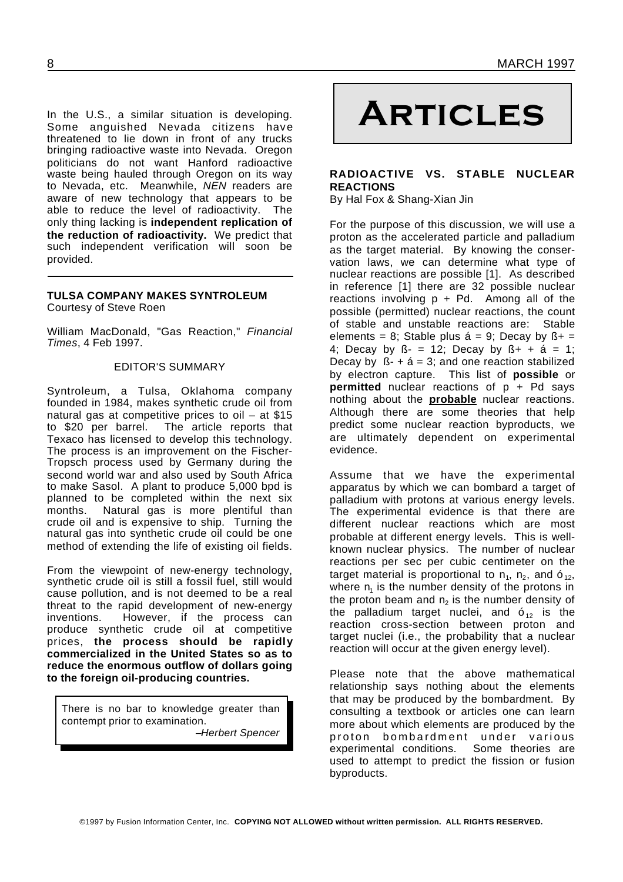In the U.S., a similar situation is developing. Some anguished Nevada citizens have threatened to lie down in front of any trucks bringing radioactive waste into Nevada. Oregon politicians do not want Hanford radioactive waste being hauled through Oregon on its way to Nevada, etc. Meanwhile, *NEN* readers are aware of new technology that appears to be able to reduce the level of radioactivity. The only thing lacking is **independent replication of the reduction of radioactivity.** We predict that such independent verification will soon be provided.

---

### TULSA COMPANY MAKES SYNTROLEUM

Courtesy of Steve Roen

William MacDonald, "Gas Reaction," *Financial Times*, 4 Feb 1997.

EDITOR'S SUMMARY

Syntroleum, a Tulsa, Oklahoma company founded in 1984, makes synthetic crude oil from natural gas at competitive prices to oil – at $15 to $20 per barrel. The article reports that Texaco has licensed to develop this technology. The process is an improvement on the Fischer-Tropsch process used by Germany during the second world war and also used by South Africa to make Sasol. A plant to produce 5,000 bpd is planned to be completed within the next six months. Natural gas is more plentiful than crude oil and is expensive to ship. Turning the natural gas into synthetic crude oil could be one method of extending the life of existing oil fields.

From the viewpoint of new-energy technology, synthetic crude oil is still a fossil fuel, still would cause pollution, and is not deemed to be a real threat to the rapid development of new-energy inventions. However, if the process can produce synthetic crude oil at competitive prices, **the process should be rapidly commercialized in the United States so as to reduce the enormous outflow of dollars going to the foreign oil-producing countries.**

> There is no bar to knowledge greater than contempt prior to examination.
>
> *–Herbert Spencer*

# Articles

### RADIOACTIVE VS. STABLE NUCLEAR REACTIONS

By Hal Fox & Shang-Xian Jin

For the purpose of this discussion, we will use a proton as the accelerated particle and palladium as the target material. By knowing the conservation laws, we can determine what type of nuclear reactions are possible [1]. As described in reference [1] there are 32 possible nuclear reactions involving p + Pd. Among all of the possible (permitted) nuclear reactions, the count of stable and unstable reactions are: Stable elements = 8; Stable plus $\alpha$ = 9; Decay by $\beta+$ = 4; Decay by $\beta-$ = 12; Decay by $\beta+ + \alpha$ = 1; Decay by $\beta- + \alpha$ = 3; and one reaction stabilized by electron capture. This list of **possible** or **permitted** nuclear reactions of p + Pd says nothing about the **probable** nuclear reactions. Although there are some theories that help predict some nuclear reaction byproducts, we are ultimately dependent on experimental evidence.

Assume that we have the experimental apparatus by which we can bombard a target of palladium with protons at various energy levels. The experimental evidence is that there are different nuclear reactions which are most probable at different energy levels. This is well-known nuclear physics. The number of nuclear reactions per sec per cubic centimeter on the target material is proportional to $n_1$, $n_2$, and $\sigma_{12}$, where $n_1$ is the number density of the protons in the proton beam and $n_2$ is the number density of the palladium target nuclei, and $\sigma_{12}$ is the reaction cross-section between proton and target nuclei (i.e., the probability that a nuclear reaction will occur at the given energy level).

Please note that the above mathematical relationship says nothing about the elements that may be produced by the bombardment. By consulting a textbook or articles one can learn more about which elements are produced by the proton bombardment under various experimental conditions. Some theories are used to attempt to predict the fission or fusion byproducts.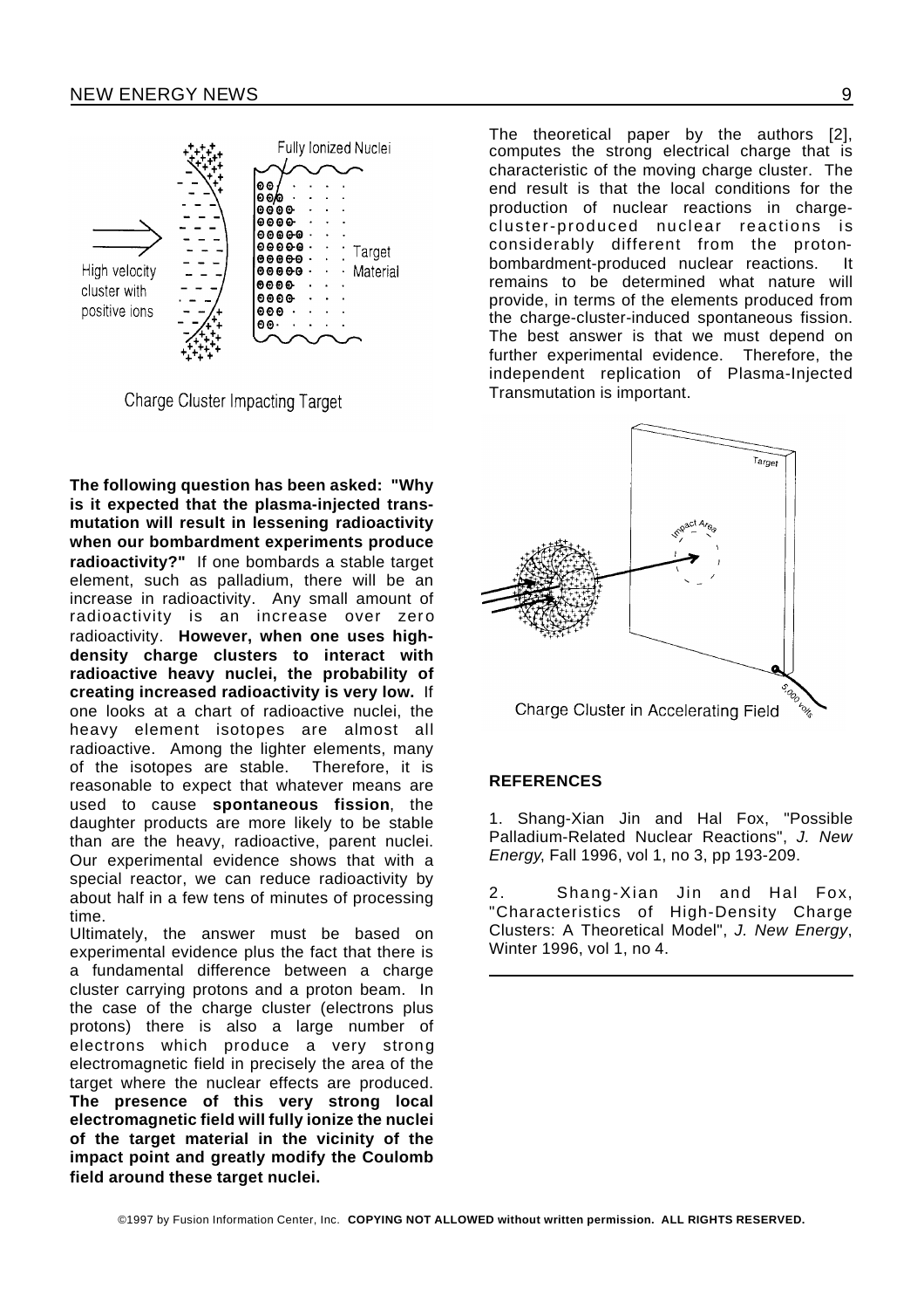Charge Cluster Impacting Target

**The following question has been asked: "Why is it expected that the plasma-injected transmutation will result in lessening radioactivity when our bombardment experiments produce radioactivity?"** If one bombards a stable target element, such as palladium, there will be an increase in radioactivity. Any small amount of radioactivity is an increase over zero radioactivity. **However, when one uses high-density charge clusters to interact with radioactive heavy nuclei, the probability of creating increased radioactivity is very low.** If one looks at a chart of radioactive nuclei, the heavy element isotopes are almost all radioactive. Among the lighter elements, many of the isotopes are stable. Therefore, it is reasonable to expect that whatever means are used to cause **spontaneous fission**, the daughter products are more likely to be stable than are the heavy, radioactive, parent nuclei. Our experimental evidence shows that with a special reactor, we can reduce radioactivity by about half in a few tens of minutes of processing time.

Ultimately, the answer must be based on experimental evidence plus the fact that there is a fundamental difference between a charge cluster carrying protons and a proton beam. In the case of the charge cluster (electrons plus protons) there is also a large number of electrons which produce a very strong electromagnetic field in precisely the area of the target where the nuclear effects are produced. **The presence of this very strong local electromagnetic field will fully ionize the nuclei of the target material in the vicinity of the impact point and greatly modify the Coulomb field around these target nuclei.**

The theoretical paper by the authors [2], computes the strong electrical charge that is characteristic of the moving charge cluster. The end result is that the local conditions for the production of nuclear reactions in charge-cluster-produced nuclear reactions is considerably different from the proton-bombardment-produced nuclear reactions. It remains to be determined what nature will provide, in terms of the elements produced from the charge-cluster-induced spontaneous fission. The best answer is that we must depend on further experimental evidence. Therefore, the independent replication of Plasma-Injected Transmutation is important.

Charge Cluster in Accelerating Field

## REFERENCES

1. Shang-Xian Jin and Hal Fox, "Possible Palladium-Related Nuclear Reactions", *J. New Energy*, Fall 1996, vol 1, no 3, pp 193-209.

2. Shang-Xian Jin and Hal Fox, "Characteristics of High-Density Charge Clusters: A Theoretical Model", *J. New Energy*, Winter 1996, vol 1, no 4.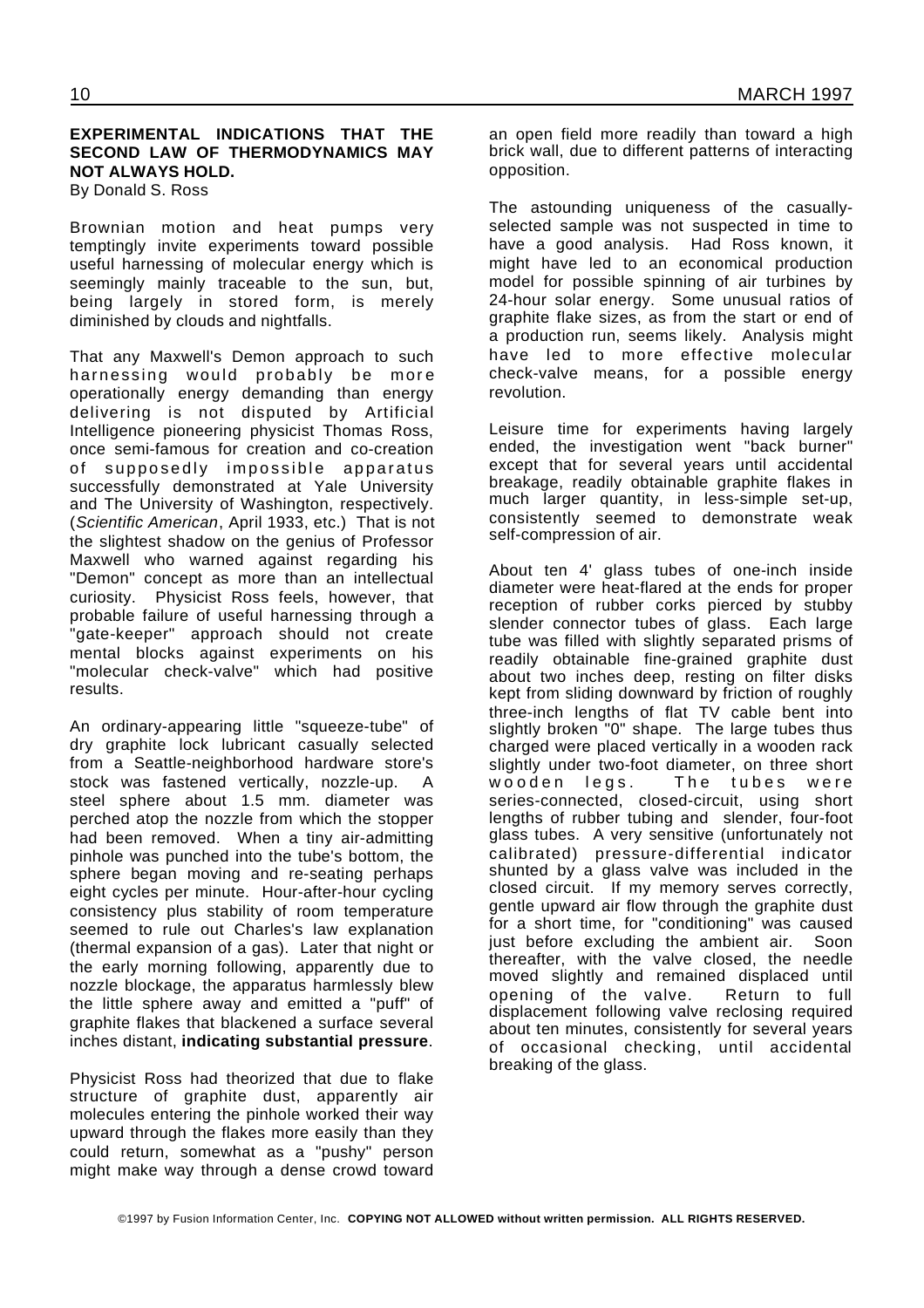## EXPERIMENTAL INDICATIONS THAT THE SECOND LAW OF THERMODYNAMICS MAY NOT ALWAYS HOLD.

By Donald S. Ross

Brownian motion and heat pumps very temptingly invite experiments toward possible useful harnessing of molecular energy which is seemingly mainly traceable to the sun, but, being largely in stored form, is merely diminished by clouds and nightfalls.

That any Maxwell's Demon approach to such harnessing would probably be more operationally energy demanding than energy delivering is not disputed by Artificial Intelligence pioneering physicist Thomas Ross, once semi-famous for creation and co-creation of supposedly impossible apparatus successfully demonstrated at Yale University and The University of Washington, respectively. (*Scientific American*, April 1933, etc.) That is not the slightest shadow on the genius of Professor Maxwell who warned against regarding his "Demon" concept as more than an intellectual curiosity. Physicist Ross feels, however, that probable failure of useful harnessing through a "gate-keeper" approach should not create mental blocks against experiments on his "molecular check-valve" which had positive results.

An ordinary-appearing little "squeeze-tube" of dry graphite lock lubricant casually selected from a Seattle-neighborhood hardware store's stock was fastened vertically, nozzle-up. A steel sphere about 1.5 mm. diameter was perched atop the nozzle from which the stopper had been removed. When a tiny air-admitting pinhole was punched into the tube's bottom, the sphere began moving and re-seating perhaps eight cycles per minute. Hour-after-hour cycling consistency plus stability of room temperature seemed to rule out Charles's law explanation (thermal expansion of a gas). Later that night or the early morning following, apparently due to nozzle blockage, the apparatus harmlessly blew the little sphere away and emitted a "puff" of graphite flakes that blackened a surface several inches distant, **indicating substantial pressure**.

Physicist Ross had theorized that due to flake structure of graphite dust, apparently air molecules entering the pinhole worked their way upward through the flakes more easily than they could return, somewhat as a "pushy" person might make way through a dense crowd toward an open field more readily than toward a high brick wall, due to different patterns of interacting opposition.

The astounding uniqueness of the casually-selected sample was not suspected in time to have a good analysis. Had Ross known, it might have led to an economical production model for possible spinning of air turbines by 24-hour solar energy. Some unusual ratios of graphite flake sizes, as from the start or end of a production run, seems likely. Analysis might have led to more effective molecular check-valve means, for a possible energy revolution.

Leisure time for experiments having largely ended, the investigation went "back burner" except that for several years until accidental breakage, readily obtainable graphite flakes in much larger quantity, in less-simple set-up, consistently seemed to demonstrate weak self-compression of air.

About ten 4' glass tubes of one-inch inside diameter were heat-flared at the ends for proper reception of rubber corks pierced by stubby slender connector tubes of glass. Each large tube was filled with slightly separated prisms of readily obtainable fine-grained graphite dust about two inches deep, resting on filter disks kept from sliding downward by friction of roughly three-inch lengths of flat TV cable bent into slightly broken "0" shape. The large tubes thus charged were placed vertically in a wooden rack slightly under two-foot diameter, on three short wooden legs. The tubes were series-connected, closed-circuit, using short lengths of rubber tubing and slender, four-foot glass tubes. A very sensitive (unfortunately not calibrated) pressure-differential indicator shunted by a glass valve was included in the closed circuit. If my memory serves correctly, gentle upward air flow through the graphite dust for a short time, for "conditioning" was caused just before excluding the ambient air. Soon thereafter, with the valve closed, the needle moved slightly and remained displaced until opening of the valve. Return to full displacement following valve reclosing required about ten minutes, consistently for several years of occasional checking, until accidental breaking of the glass.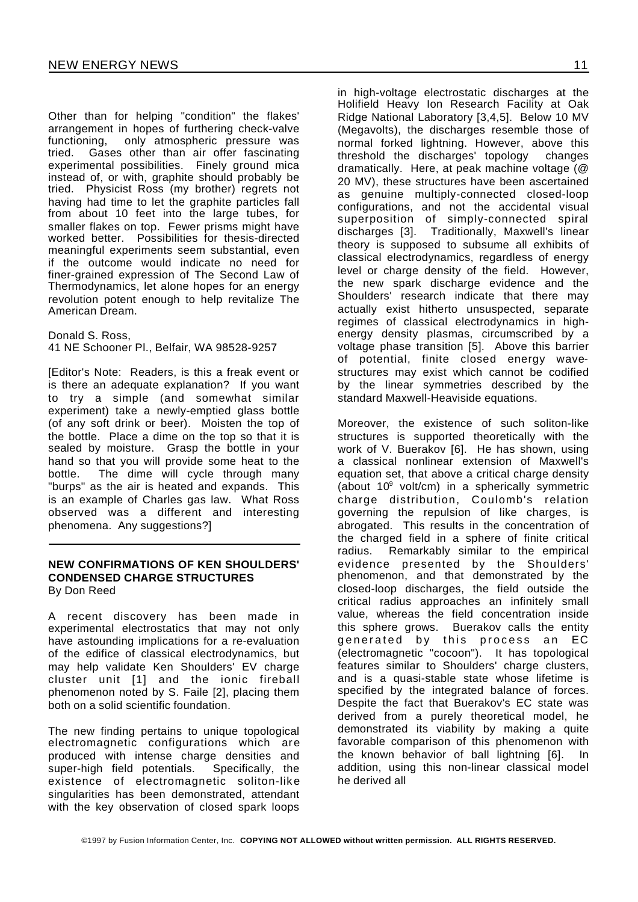Other than for helping "condition" the flakes' arrangement in hopes of furthering check-valve functioning, only atmospheric pressure was tried. Gases other than air offer fascinating experimental possibilities. Finely ground mica instead of, or with, graphite should probably be tried. Physicist Ross (my brother) regrets not having had time to let the graphite particles fall from about 10 feet into the large tubes, for smaller flakes on top. Fewer prisms might have worked better. Possibilities for thesis-directed meaningful experiments seem substantial, even if the outcome would indicate no need for finer-grained expression of The Second Law of Thermodynamics, let alone hopes for an energy revolution potent enough to help revitalize The American Dream.

Donald S. Ross,
41 NE Schooner Pl., Belfair, WA 98528-9257

[Editor's Note: Readers, is this a freak event or is there an adequate explanation? If you want to try a simple (and somewhat similar experiment) take a newly-emptied glass bottle (of any soft drink or beer). Moisten the top of the bottle. Place a dime on the top so that it is sealed by moisture. Grasp the bottle in your hand so that you will provide some heat to the bottle. The dime will cycle through many "burps" as the air is heated and expands. This is an example of Charles gas law. What Ross observed was a different and interesting phenomena. Any suggestions?]

---

## NEW CONFIRMATIONS OF KEN SHOULDERS' CONDENSED CHARGE STRUCTURES

By Don Reed

A recent discovery has been made in experimental electrostatics that may not only have astounding implications for a re-evaluation of the edifice of classical electrodynamics, but may help validate Ken Shoulders' EV charge cluster unit [1] and the ionic fireball phenomenon noted by S. Faile [2], placing them both on a solid scientific foundation.

The new finding pertains to unique topological electromagnetic configurations which are produced with intense charge densities and super-high field potentials. Specifically, the existence of electromagnetic soliton-like singularities has been demonstrated, attendant with the key observation of closed spark loops in high-voltage electrostatic discharges at the Holifield Heavy Ion Research Facility at Oak Ridge National Laboratory [3,4,5]. Below 10 MV (Megavolts), the discharges resemble those of normal forked lightning. However, above this threshold the discharges' topology changes dramatically. Here, at peak machine voltage (@ 20 MV), these structures have been ascertained as genuine multiply-connected closed-loop configurations, and not the accidental visual superposition of simply-connected spiral discharges [3]. Traditionally, Maxwell's linear theory is supposed to subsume all exhibits of classical electrodynamics, regardless of energy level or charge density of the field. However, the new spark discharge evidence and the Shoulders' research indicate that there may actually exist hitherto unsuspected, separate regimes of classical electrodynamics in high-energy density plasmas, circumscribed by a voltage phase transition [5]. Above this barrier of potential, finite closed energy wave-structures may exist which cannot be codified by the linear symmetries described by the standard Maxwell-Heaviside equations.

Moreover, the existence of such soliton-like structures is supported theoretically with the work of V. Buerakov [6]. He has shown, using a classical nonlinear extension of Maxwell's equation set, that above a critical charge density (about $10^9$ volt/cm) in a spherically symmetric charge distribution, Coulomb's relation governing the repulsion of like charges, is abrogated. This results in the concentration of the charged field in a sphere of finite critical radius. Remarkably similar to the empirical evidence presented by the Shoulders' phenomenon, and that demonstrated by the closed-loop discharges, the field outside the critical radius approaches an infinitely small value, whereas the field concentration inside this sphere grows. Buerakov calls the entity generated by this process an EC (electromagnetic "cocoon"). It has topological features similar to Shoulders' charge clusters, and is a quasi-stable state whose lifetime is specified by the integrated balance of forces. Despite the fact that Buerakov's EC state was derived from a purely theoretical model, he demonstrated its viability by making a quite favorable comparison of this phenomenon with the known behavior of ball lightning [6]. In addition, using this non-linear classical model he derived all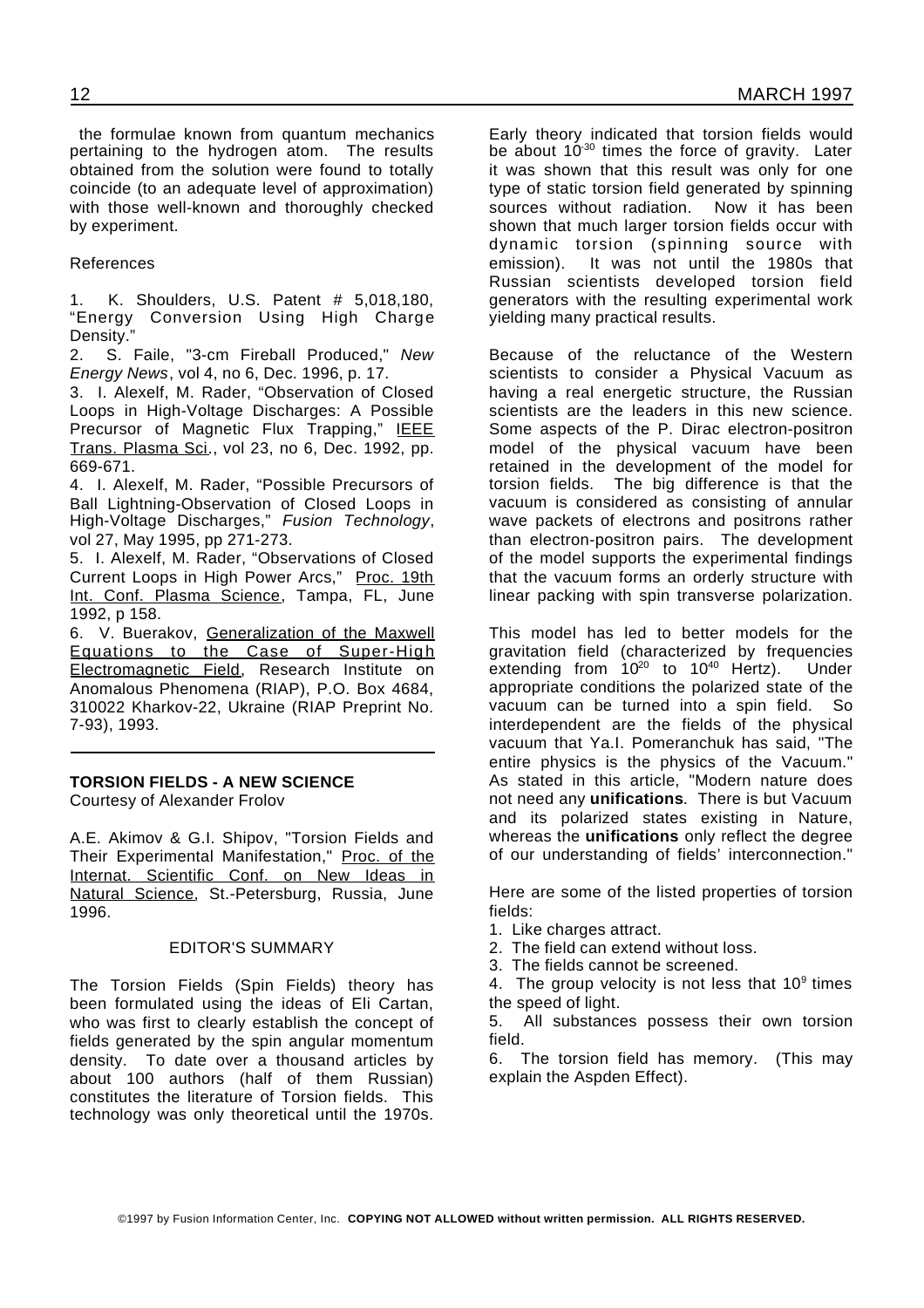the formulae known from quantum mechanics pertaining to the hydrogen atom. The results obtained from the solution were found to totally coincide (to an adequate level of approximation) with those well-known and thoroughly checked by experiment.

References

1. K. Shoulders, U.S. Patent # 5,018,180, "Energy Conversion Using High Charge Density."
2. S. Faile, "3-cm Fireball Produced," *New Energy News*, vol 4, no 6, Dec. 1996, p. 17.
3. I. Alexelf, M. Rader, "Observation of Closed Loops in High-Voltage Discharges: A Possible Precursor of Magnetic Flux Trapping," IEEE Trans. Plasma Sci., vol 23, no 6, Dec. 1992, pp. 669-671.
4. I. Alexelf, M. Rader, "Possible Precursors of Ball Lightning-Observation of Closed Loops in High-Voltage Discharges," *Fusion Technology*, vol 27, May 1995, pp 271-273.
5. I. Alexelf, M. Rader, "Observations of Closed Current Loops in High Power Arcs," Proc. 19th Int. Conf. Plasma Science, Tampa, FL, June 1992, p 158.
6. V. Buerakov, Generalization of the Maxwell Equations to the Case of Super-High Electromagnetic Field, Research Institute on Anomalous Phenomena (RIAP), P.O. Box 4684, 310022 Kharkov-22, Ukraine (RIAP Preprint No. 7-93), 1993.

---

## TORSION FIELDS - A NEW SCIENCE

Courtesy of Alexander Frolov

A.E. Akimov & G.I. Shipov, "Torsion Fields and Their Experimental Manifestation," Proc. of the Internat. Scientific Conf. on New Ideas in Natural Science, St.-Petersburg, Russia, June 1996.

### EDITOR'S SUMMARY

The Torsion Fields (Spin Fields) theory has been formulated using the ideas of Eli Cartan, who was first to clearly establish the concept of fields generated by the spin angular momentum density. To date over a thousand articles by about 100 authors (half of them Russian) constitutes the literature of Torsion fields. This technology was only theoretical until the 1970s.

Early theory indicated that torsion fields would be about $10^{-30}$ times the force of gravity. Later it was shown that this result was only for one type of static torsion field generated by spinning sources without radiation. Now it has been shown that much larger torsion fields occur with dynamic torsion (spinning source with emission). It was not until the 1980s that Russian scientists developed torsion field generators with the resulting experimental work yielding many practical results.

Because of the reluctance of the Western scientists to consider a Physical Vacuum as having a real energetic structure, the Russian scientists are the leaders in this new science. Some aspects of the P. Dirac electron-positron model of the physical vacuum have been retained in the development of the model for torsion fields. The big difference is that the vacuum is considered as consisting of annular wave packets of electrons and positrons rather than electron-positron pairs. The development of the model supports the experimental findings that the vacuum forms an orderly structure with linear packing with spin transverse polarization.

This model has led to better models for the gravitation field (characterized by frequencies extending from $10^{20}$ to $10^{40}$ Hertz). Under appropriate conditions the polarized state of the vacuum can be turned into a spin field. So interdependent are the fields of the physical vacuum that Ya.I. Pomeranchuk has said, "The entire physics is the physics of the Vacuum." As stated in this article, "Modern nature does not need any **unifications**. There is but Vacuum and its polarized states existing in Nature, whereas the **unifications** only reflect the degree of our understanding of fields' interconnection."

Here are some of the listed properties of torsion fields:

1. Like charges attract.
2. The field can extend without loss.
3. The fields cannot be screened.
4. The group velocity is not less that $10^9$ times the speed of light.
5. All substances possess their own torsion field.
6. The torsion field has memory. (This may explain the Aspden Effect).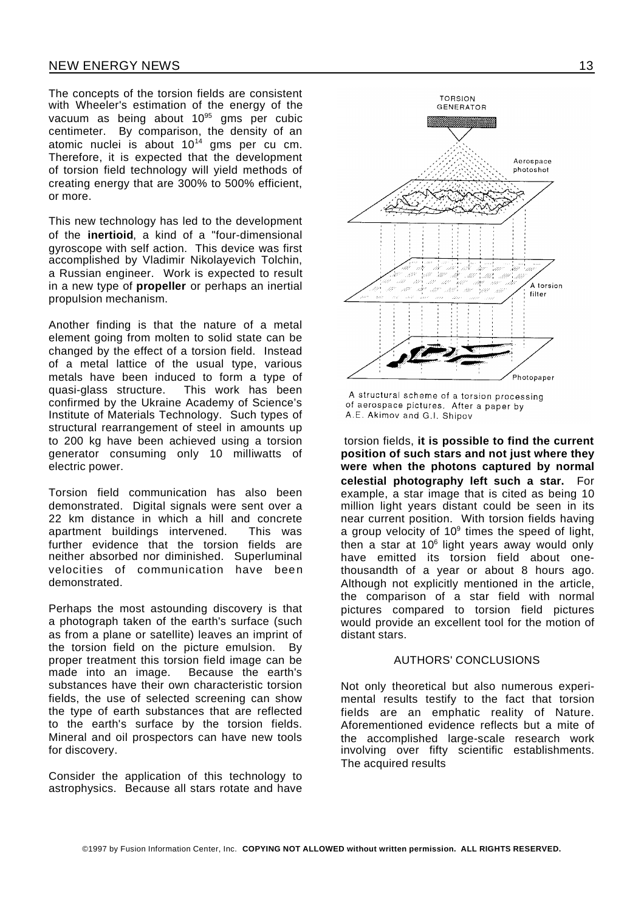The concepts of the torsion fields are consistent with Wheeler's estimation of the energy of the vacuum as being about $10^{95}$ gms per cubic centimeter. By comparison, the density of an atomic nuclei is about $10^{14}$ gms per cu cm. Therefore, it is expected that the development of torsion field technology will yield methods of creating energy that are 300% to 500% efficient, or more.

This new technology has led to the development of the **inertioid**, a kind of a "four-dimensional gyroscope with self action. This device was first accomplished by Vladimir Nikolayevich Tolchin, a Russian engineer. Work is expected to result in a new type of **propeller** or perhaps an inertial propulsion mechanism.

Another finding is that the nature of a metal element going from molten to solid state can be changed by the effect of a torsion field. Instead of a metal lattice of the usual type, various metals have been induced to form a type of quasi-glass structure. This work has been confirmed by the Ukraine Academy of Science's Institute of Materials Technology. Such types of structural rearrangement of steel in amounts up to 200 kg have been achieved using a torsion generator consuming only 10 milliwatts of electric power.

Torsion field communication has also been demonstrated. Digital signals were sent over a 22 km distance in which a hill and concrete apartment buildings intervened. This was further evidence that the torsion fields are neither absorbed nor diminished. Superluminal velocities of communication have been demonstrated.

Perhaps the most astounding discovery is that a photograph taken of the earth's surface (such as from a plane or satellite) leaves an imprint of the torsion field on the picture emulsion. By proper treatment this torsion field image can be made into an image. Because the earth's substances have their own characteristic torsion fields, the use of selected screening can show the type of earth substances that are reflected to the earth's surface by the torsion fields. Mineral and oil prospectors can have new tools for discovery.

Consider the application of this technology to astrophysics. Because all stars rotate and have torsion fields, **it is possible to find the current position of such stars and not just where they were when the photons captured by normal celestial photography left such a star.** For example, a star image that is cited as being 10 million light years distant could be seen in its near current position. With torsion fields having a group velocity of $10^9$ times the speed of light, then a star at $10^6$ light years away would only have emitted its torsion field about one-thousandth of a year or about 8 hours ago. Although not explicitly mentioned in the article, the comparison of a star field with normal pictures compared to torsion field pictures would provide an excellent tool for the motion of distant stars.

A structural scheme of a torsion processing of aerospace pictures. After a paper by A.E. Akimov and G.I. Shipov

## AUTHORS' CONCLUSIONS

Not only theoretical but also numerous experimental results testify to the fact that torsion fields are an emphatic reality of Nature. Aforementioned evidence reflects but a mite of the accomplished large-scale research work involving over fifty scientific establishments. The acquired results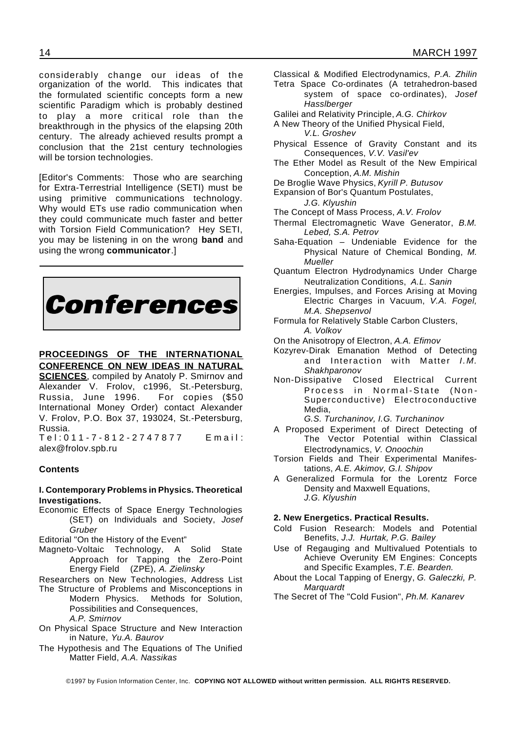considerably change our ideas of the organization of the world. This indicates that the formulated scientific concepts form a new scientific Paradigm which is probably destined to play a more critical role than the breakthrough in the physics of the elapsing 20th century. The already achieved results prompt a conclusion that the 21st century technologies will be torsion technologies.

[Editor's Comments: Those who are searching for Extra-Terrestrial Intelligence (SETI) must be using primitive communications technology. Why would ETs use radio communication when they could communicate much faster and better with Torsion Field Communication? Hey SETI, you may be listening in on the wrong **band** and using the wrong **communicator**.]

# Conferences

**PROCEEDINGS OF THE INTERNATIONAL CONFERENCE ON NEW IDEAS IN NATURAL SCIENCES**, compiled by Anatoly P. Smirnov and Alexander V. Frolov, c1996, St.-Petersburg, Russia, June 1996. For copies ($50 International Money Order) contact Alexander V. Frolov, P.O. Box 37, 193024, St.-Petersburg, Russia.
Tel:011-7-812-2747877 Email: alex@frolov.spb.ru

### Contents

**I. Contemporary Problems in Physics. Theoretical Investigations.**

Economic Effects of Space Energy Technologies (SET) on Individuals and Society, *Josef Gruber*

Editorial "On the History of the Event"

Magneto-Voltaic Technology, A Solid State Approach for Tapping the Zero-Point Energy Field (ZPE), *A. Zielinsky*

Researchers on New Technologies, Address List

The Structure of Problems and Misconceptions in Modern Physics. Methods for Solution, Possibilities and Consequences, *A.P. Smirnov*

On Physical Space Structure and New Interaction in Nature, *Yu.A. Baurov*

The Hypothesis and The Equations of The Unified Matter Field, *A.A. Nassikas*

Classical & Modified Electrodynamics, *P.A. Zhilin*

Tetra Space Co-ordinates (A tetrahedron-based system of space co-ordinates), *Josef Hasslberger*

Galilei and Relativity Principle, *A.G. Chirkov*

A New Theory of the Unified Physical Field, *V.L. Groshev*

Physical Essence of Gravity Constant and its Consequences, *V.V. Vasil'ev*

The Ether Model as Result of the New Empirical Conception, *A.M. Mishin*

De Broglie Wave Physics, *Kyrill P. Butusov*

Expansion of Bor's Quantum Postulates, *J.G. Klyushin*

The Concept of Mass Process, *A.V. Frolov*

Thermal Electromagnetic Wave Generator, *B.M. Lebed, S.A. Petrov*

Saha-Equation – Undeniable Evidence for the Physical Nature of Chemical Bonding, *M. Mueller*

Quantum Electron Hydrodynamics Under Charge Neutralization Conditions, *A.L. Sanin*

Energies, Impulses, and Forces Arising at Moving Electric Charges in Vacuum, *V.A. Fogel, M.A. Shepsenvol*

Formula for Relatively Stable Carbon Clusters, *A. Volkov*

On the Anisotropy of Electron, *A.A. Efimov*

Kozyrev-Dirak Emanation Method of Detecting and Interaction with Matter *I.M. Shakhparonov*

Non-Dissipative Closed Electrical Current Process in Normal-State (Non-Superconductive) Electroconductive Media, *G.S. Turchaninov, I.G. Turchaninov*

A Proposed Experiment of Direct Detecting of The Vector Potential within Classical Electrodynamics, *V. Onoochin*

Torsion Fields and Their Experimental Manifestations, *A.E. Akimov, G.I. Shipov*

A Generalized Formula for the Lorentz Force Density and Maxwell Equations, *J.G. Klyushin*

**2. New Energetics. Practical Results.**

Cold Fusion Research: Models and Potential Benefits, *J.J. Hurtak, P.G. Bailey*

Use of Regauging and Multivalued Potentials to Achieve Overunity EM Engines: Concepts and Specific Examples, *T.E. Bearden.*

About the Local Tapping of Energy, *G. Galeczki, P. Marquardt*

The Secret of The "Cold Fusion", *Ph.M. Kanarev*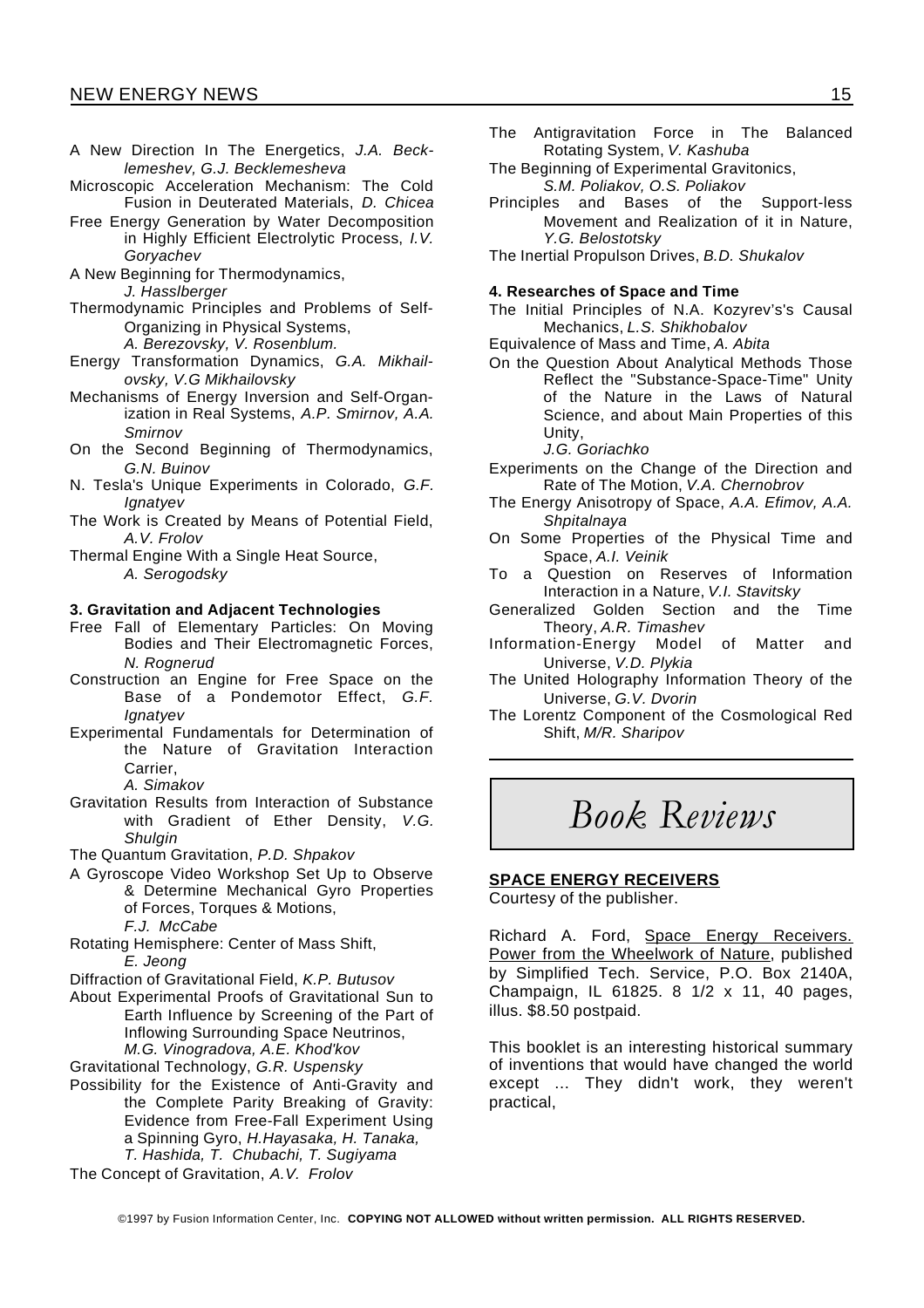A New Direction In The Energetics, *J.A. Becklemeshev, G.J. Becklemesheva*

Microscopic Acceleration Mechanism: The Cold Fusion in Deuterated Materials, *D. Chicea*

Free Energy Generation by Water Decomposition in Highly Efficient Electrolytic Process, *I.V. Goryachev*

A New Beginning for Thermodynamics, *J. Hasslberger*

Thermodynamic Principles and Problems of Self-Organizing in Physical Systems, *A. Berezovsky, V. Rosenblum.*

Energy Transformation Dynamics, *G.A. Mikhailovsky, V.G Mikhailovsky*

Mechanisms of Energy Inversion and Self-Organization in Real Systems, *A.P. Smirnov, A.A. Smirnov*

On the Second Beginning of Thermodynamics, *G.N. Buinov*

N. Tesla's Unique Experiments in Colorado, *G.F. Ignatyev*

The Work is Created by Means of Potential Field, *A.V. Frolov*

Thermal Engine With a Single Heat Source, *A. Serogodsky*

**3. Gravitation and Adjacent Technologies**

Free Fall of Elementary Particles: On Moving Bodies and Their Electromagnetic Forces, *N. Rognerud*

Construction an Engine for Free Space on the Base of a Pondemotor Effect, *G.F. Ignatyev*

Experimental Fundamentals for Determination of the Nature of Gravitation Interaction Carrier, *A. Simakov*

Gravitation Results from Interaction of Substance with Gradient of Ether Density, *V.G. Shulgin*

The Quantum Gravitation, *P.D. Shpakov*

A Gyroscope Video Workshop Set Up to Observe & Determine Mechanical Gyro Properties of Forces, Torques & Motions, *F.J. McCabe*

Rotating Hemisphere: Center of Mass Shift, *E. Jeong*

Diffraction of Gravitational Field, *K.P. Butusov*

About Experimental Proofs of Gravitational Sun to Earth Influence by Screening of the Part of Inflowing Surrounding Space Neutrinos, *M.G. Vinogradova, A.E. Khod'kov*

Gravitational Technology, *G.R. Uspensky*

Possibility for the Existence of Anti-Gravity and the Complete Parity Breaking of Gravity: Evidence from Free-Fall Experiment Using a Spinning Gyro, *H.Hayasaka, H. Tanaka, T. Hashida, T. Chubachi, T. Sugiyama*

The Concept of Gravitation, *A.V. Frolov*

The Antigravitation Force in The Balanced Rotating System, *V. Kashuba*

The Beginning of Experimental Gravitonics, *S.M. Poliakov, O.S. Poliakov*

Principles and Bases of the Support-less Movement and Realization of it in Nature, *Y.G. Belostotsky*

The Inertial Propulson Drives, *B.D. Shukalov*

**4. Researches of Space and Time**

The Initial Principles of N.A. Kozyrev's's Causal Mechanics, *L.S. Shikhobalov*

Equivalence of Mass and Time, *A. Abita*

On the Question About Analytical Methods Those Reflect the "Substance-Space-Time" Unity of the Nature in the Laws of Natural Science, and about Main Properties of this Unity, *J.G. Goriachko*

Experiments on the Change of the Direction and Rate of The Motion, *V.A. Chernobrov*

The Energy Anisotropy of Space, *A.A. Efimov, A.A. Shpitalnaya*

On Some Properties of the Physical Time and Space, *A.I. Veinik*

To a Question on Reserves of Information Interaction in a Nature, *V.I. Stavitsky*

Generalized Golden Section and the Time Theory, *A.R. Timashev*

Information-Energy Model of Matter and Universe, *V.D. Plykia*

The United Holography Information Theory of the Universe, *G.V. Dvorin*

The Lorentz Component of the Cosmological Red Shift, *M/R. Sharipov*

# Book Reviews

**SPACE ENERGY RECEIVERS**

Courtesy of the publisher.

Richard A. Ford, Space Energy Receivers. Power from the Wheelwork of Nature, published by Simplified Tech. Service, P.O. Box 2140A, Champaign, IL 61825. 8 1/2 x 11, 40 pages, illus. $8.50 postpaid.

This booklet is an interesting historical summary of inventions that would have changed the world except ... They didn't work, they weren't practical,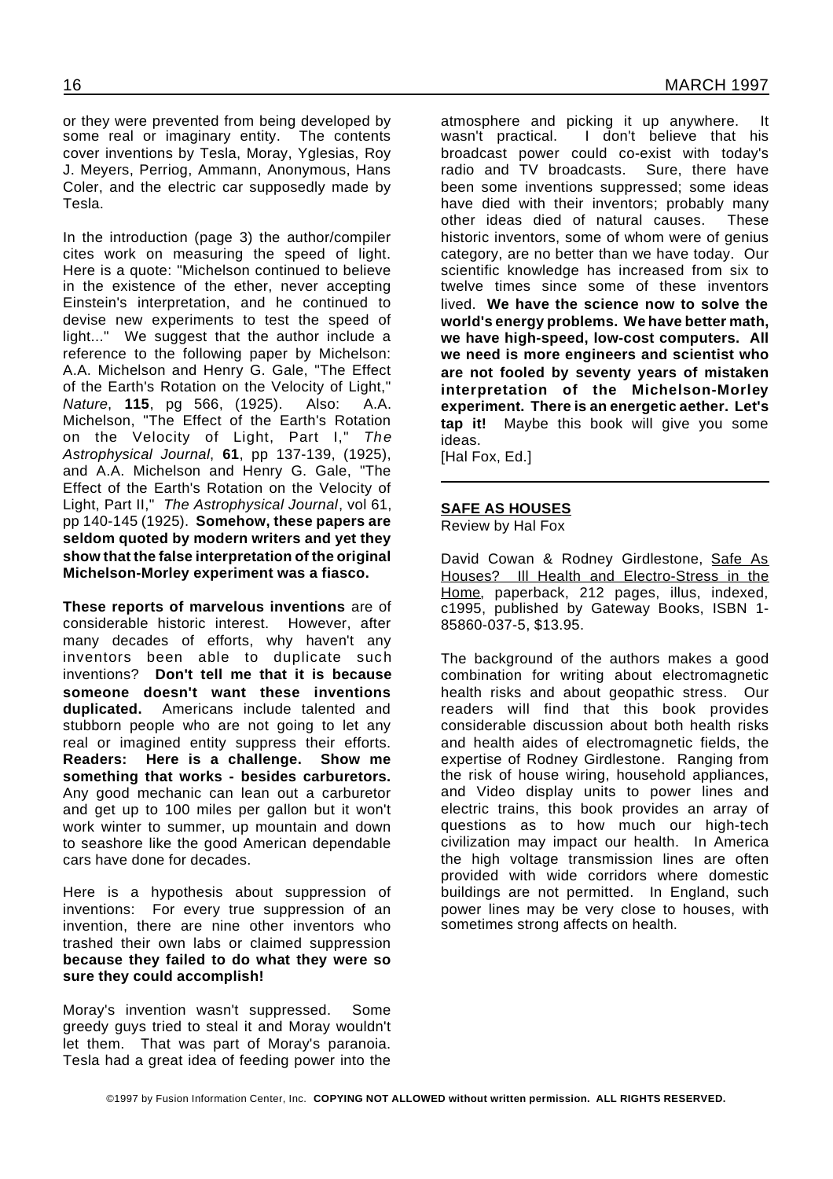or they were prevented from being developed by some real or imaginary entity. The contents cover inventions by Tesla, Moray, Yglesias, Roy J. Meyers, Perriog, Ammann, Anonymous, Hans Coler, and the electric car supposedly made by Tesla.

In the introduction (page 3) the author/compiler cites work on measuring the speed of light. Here is a quote: "Michelson continued to believe in the existence of the ether, never accepting Einstein's interpretation, and he continued to devise new experiments to test the speed of light..." We suggest that the author include a reference to the following paper by Michelson: A.A. Michelson and Henry G. Gale, "The Effect of the Earth's Rotation on the Velocity of Light," *Nature*, **115**, pg 566, (1925). Also: A.A. Michelson, "The Effect of the Earth's Rotation on the Velocity of Light, Part I," *The Astrophysical Journal*, **61**, pp 137-139, (1925), and A.A. Michelson and Henry G. Gale, "The Effect of the Earth's Rotation on the Velocity of Light, Part II," *The Astrophysical Journal*, vol 61, pp 140-145 (1925). **Somehow, these papers are seldom quoted by modern writers and yet they show that the false interpretation of the original Michelson-Morley experiment was a fiasco.**

**These reports of marvelous inventions** are of considerable historic interest. However, after many decades of efforts, why haven't any inventors been able to duplicate such inventions? **Don't tell me that it is because someone doesn't want these inventions duplicated.** Americans include talented and stubborn people who are not going to let any real or imagined entity suppress their efforts. **Readers: Here is a challenge. Show me something that works - besides carburetors.** Any good mechanic can lean out a carburetor and get up to 100 miles per gallon but it won't work winter to summer, up mountain and down to seashore like the good American dependable cars have done for decades.

Here is a hypothesis about suppression of inventions: For every true suppression of an invention, there are nine other inventors who trashed their own labs or claimed suppression **because they failed to do what they were so sure they could accomplish!**

Moray's invention wasn't suppressed. Some greedy guys tried to steal it and Moray wouldn't let them. That was part of Moray's paranoia. Tesla had a great idea of feeding power into the atmosphere and picking it up anywhere. It wasn't practical. I don't believe that his broadcast power could co-exist with today's radio and TV broadcasts. Sure, there have been some inventions suppressed; some ideas have died with their inventors; probably many other ideas died of natural causes. These historic inventors, some of whom were of genius category, are no better than we have today. Our scientific knowledge has increased from six to twelve times since some of these inventors lived. **We have the science now to solve the world's energy problems. We have better math, we have high-speed, low-cost computers. All we need is more engineers and scientist who are not fooled by seventy years of mistaken interpretation of the Michelson-Morley experiment. There is an energetic aether. Let's tap it!** Maybe this book will give you some ideas.
[Hal Fox, Ed.]

---

## SAFE AS HOUSES

Review by Hal Fox

David Cowan & Rodney Girdlestone, Safe As Houses? Ill Health and Electro-Stress in the Home, paperback, 212 pages, illus, indexed, c1995, published by Gateway Books, ISBN 1-85860-037-5, $13.95.

The background of the authors makes a good combination for writing about electromagnetic health risks and about geopathic stress. Our readers will find that this book provides considerable discussion about both health risks and health aides of electromagnetic fields, the expertise of Rodney Girdlestone. Ranging from the risk of house wiring, household appliances, and Video display units to power lines and electric trains, this book provides an array of questions as to how much our high-tech civilization may impact our health. In America the high voltage transmission lines are often provided with wide corridors where domestic buildings are not permitted. In England, such power lines may be very close to houses, with sometimes strong affects on health.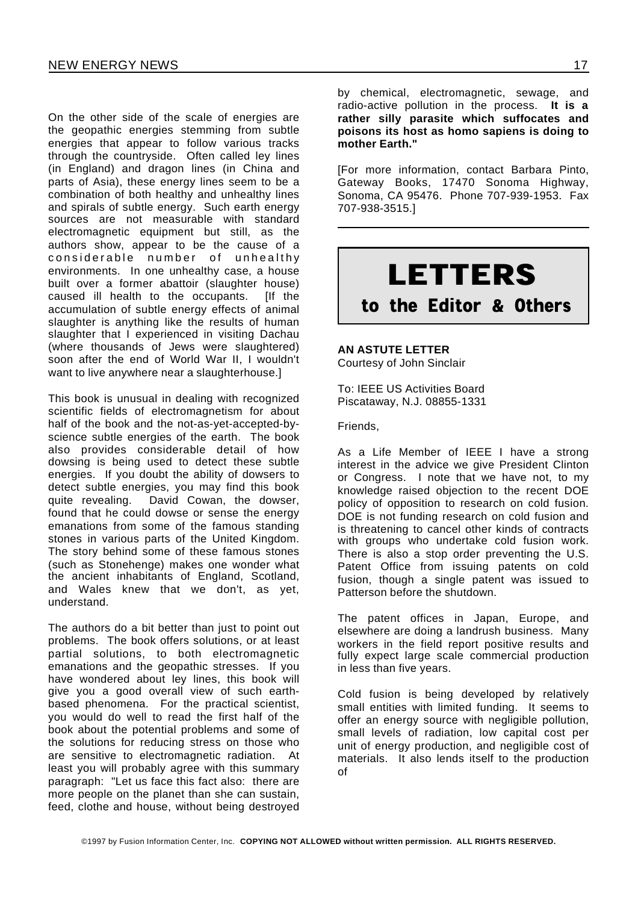On the other side of the scale of energies are the geopathic energies stemming from subtle energies that appear to follow various tracks through the countryside. Often called ley lines (in England) and dragon lines (in China and parts of Asia), these energy lines seem to be a combination of both healthy and unhealthy lines and spirals of subtle energy. Such earth energy sources are not measurable with standard electromagnetic equipment but still, as the authors show, appear to be the cause of a considerable number of unhealthy environments. In one unhealthy case, a house built over a former abattoir (slaughter house) caused ill health to the occupants. [If the accumulation of subtle energy effects of animal slaughter is anything like the results of human slaughter that I experienced in visiting Dachau (where thousands of Jews were slaughtered) soon after the end of World War II, I wouldn't want to live anywhere near a slaughterhouse.]

This book is unusual in dealing with recognized scientific fields of electromagnetism for about half of the book and the not-as-yet-accepted-by-science subtle energies of the earth. The book also provides considerable detail of how dowsing is being used to detect these subtle energies. If you doubt the ability of dowsers to detect subtle energies, you may find this book quite revealing. David Cowan, the dowser, found that he could dowse or sense the energy emanations from some of the famous standing stones in various parts of the United Kingdom. The story behind some of these famous stones (such as Stonehenge) makes one wonder what the ancient inhabitants of England, Scotland, and Wales knew that we don't, as yet, understand.

The authors do a bit better than just to point out problems. The book offers solutions, or at least partial solutions, to both electromagnetic emanations and the geopathic stresses. If you have wondered about ley lines, this book will give you a good overall view of such earth-based phenomena. For the practical scientist, you would do well to read the first half of the book about the potential problems and some of the solutions for reducing stress on those who are sensitive to electromagnetic radiation. At least you will probably agree with this summary paragraph: "Let us face this fact also: there are more people on the planet than she can sustain, feed, clothe and house, without being destroyed by chemical, electromagnetic, sewage, and radio-active pollution in the process. **It is a rather silly parasite which suffocates and poisons its host as homo sapiens is doing to mother Earth."**

[For more information, contact Barbara Pinto, Gateway Books, 17470 Sonoma Highway, Sonoma, CA 95476. Phone 707-939-1953. Fax 707-938-3515.]

---

# LETTERS
## to the Editor & Others

**AN ASTUTE LETTER**
Courtesy of John Sinclair

To: IEEE US Activities Board
Piscataway, N.J. 08855-1331

Friends,

As a Life Member of IEEE I have a strong interest in the advice we give President Clinton or Congress. I note that we have not, to my knowledge raised objection to the recent DOE policy of opposition to research on cold fusion. DOE is not funding research on cold fusion and is threatening to cancel other kinds of contracts with groups who undertake cold fusion work. There is also a stop order preventing the U.S. Patent Office from issuing patents on cold fusion, though a single patent was issued to Patterson before the shutdown.

The patent offices in Japan, Europe, and elsewhere are doing a landrush business. Many workers in the field report positive results and fully expect large scale commercial production in less than five years.

Cold fusion is being developed by relatively small entities with limited funding. It seems to offer an energy source with negligible pollution, small levels of radiation, low capital cost per unit of energy production, and negligible cost of materials. It also lends itself to the production of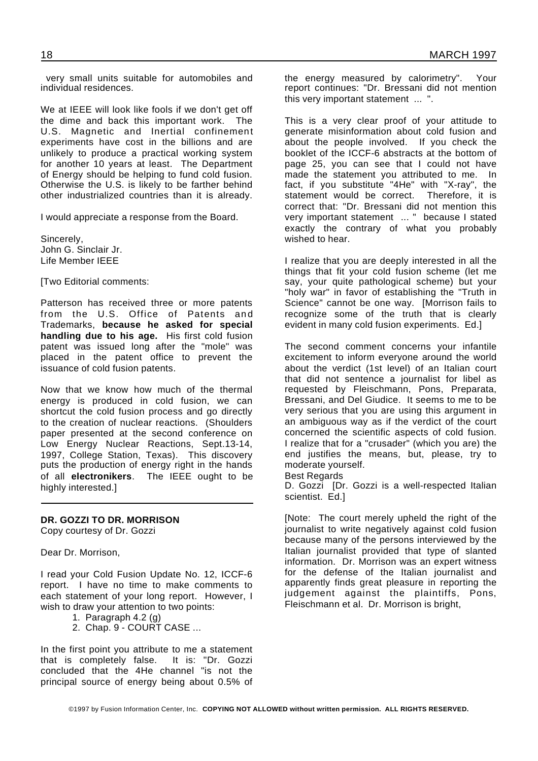very small units suitable for automobiles and individual residences.

We at IEEE will look like fools if we don't get off the dime and back this important work. The U.S. Magnetic and Inertial confinement experiments have cost in the billions and are unlikely to produce a practical working system for another 10 years at least. The Department of Energy should be helping to fund cold fusion. Otherwise the U.S. is likely to be farther behind other industrialized countries than it is already.

I would appreciate a response from the Board.

Sincerely,
John G. Sinclair Jr.
Life Member IEEE

[Two Editorial comments:

Patterson has received three or more patents from the U.S. Office of Patents and Trademarks, **because he asked for special handling due to his age.** His first cold fusion patent was issued long after the "mole" was placed in the patent office to prevent the issuance of cold fusion patents.

Now that we know how much of the thermal energy is produced in cold fusion, we can shortcut the cold fusion process and go directly to the creation of nuclear reactions. (Shoulders paper presented at the second conference on Low Energy Nuclear Reactions, Sept.13-14, 1997, College Station, Texas). This discovery puts the production of energy right in the hands of all **electronikers**. The IEEE ought to be highly interested.]

---

**DR. GOZZI TO DR. MORRISON**

Copy courtesy of Dr. Gozzi

Dear Dr. Morrison,

I read your Cold Fusion Update No. 12, ICCF-6 report. I have no time to make comments to each statement of your long report. However, I wish to draw your attention to two points:

1. Paragraph 4.2 (g)
2. Chap. 9 - COURT CASE ...

In the first point you attribute to me a statement that is completely false. It is: "Dr. Gozzi concluded that the 4He channel "is not the principal source of energy being about 0.5% of the energy measured by calorimetry". Your report continues: "Dr. Bressani did not mention this very important statement ... ".

This is a very clear proof of your attitude to generate misinformation about cold fusion and about the people involved. If you check the booklet of the ICCF-6 abstracts at the bottom of page 25, you can see that I could not have made the statement you attributed to me. In fact, if you substitute "4He" with "X-ray", the statement would be correct. Therefore, it is correct that: "Dr. Bressani did not mention this very important statement ... " because I stated exactly the contrary of what you probably wished to hear.

I realize that you are deeply interested in all the things that fit your cold fusion scheme (let me say, your quite pathological scheme) but your "holy war" in favor of establishing the "Truth in Science" cannot be one way. [Morrison fails to recognize some of the truth that is clearly evident in many cold fusion experiments. Ed.]

The second comment concerns your infantile excitement to inform everyone around the world about the verdict (1st level) of an Italian court that did not sentence a journalist for libel as requested by Fleischmann, Pons, Preparata, Bressani, and Del Giudice. It seems to me to be very serious that you are using this argument in an ambiguous way as if the verdict of the court concerned the scientific aspects of cold fusion. I realize that for a "crusader" (which you are) the end justifies the means, but, please, try to moderate yourself.

Best Regards
D. Gozzi [Dr. Gozzi is a well-respected Italian scientist. Ed.]

[Note: The court merely upheld the right of the journalist to write negatively against cold fusion because many of the persons interviewed by the Italian journalist provided that type of slanted information. Dr. Morrison was an expert witness for the defense of the Italian journalist and apparently finds great pleasure in reporting the judgement against the plaintiffs, Pons, Fleischmann et al. Dr. Morrison is bright,

©1997 by Fusion Information Center, Inc. **COPYING NOT ALLOWED without written permission. ALL RIGHTS RESERVED.**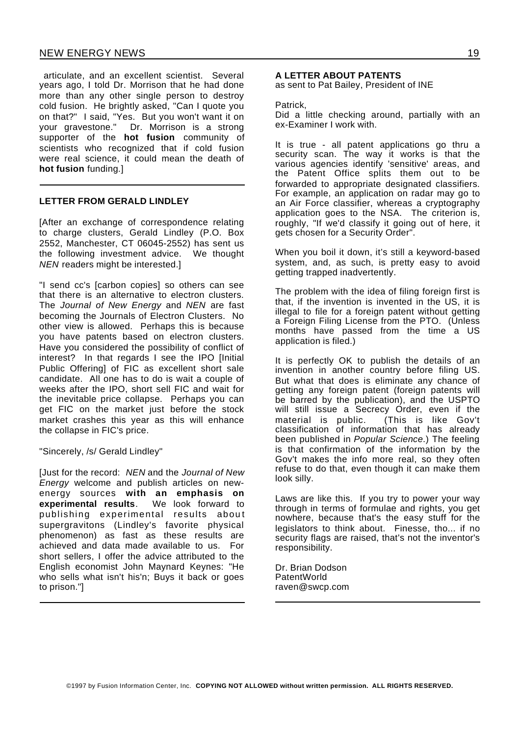articulate, and an excellent scientist. Several years ago, I told Dr. Morrison that he had done more than any other single person to destroy cold fusion. He brightly asked, "Can I quote you on that?" I said, "Yes. But you won't want it on your gravestone." Dr. Morrison is a strong supporter of the **hot fusion** community of scientists who recognized that if cold fusion were real science, it could mean the death of **hot fusion** funding.]

---

### LETTER FROM GERALD LINDLEY

[After an exchange of correspondence relating to charge clusters, Gerald Lindley (P.O. Box 2552, Manchester, CT 06045-2552) has sent us the following investment advice. We thought *NEN* readers might be interested.]

"I send cc's [carbon copies] so others can see that there is an alternative to electron clusters. The *Journal of New Energy* and *NEN* are fast becoming the Journals of Electron Clusters. No other view is allowed. Perhaps this is because you have patents based on electron clusters. Have you considered the possibility of conflict of interest? In that regards I see the IPO [Initial Public Offering] of FIC as excellent short sale candidate. All one has to do is wait a couple of weeks after the IPO, short sell FIC and wait for the inevitable price collapse. Perhaps you can get FIC on the market just before the stock market crashes this year as this will enhance the collapse in FIC's price.

"Sincerely, /s/ Gerald Lindley"

[Just for the record: *NEN* and the *Journal of New Energy* welcome and publish articles on new-energy sources **with an emphasis on experimental results**. We look forward to publishing experimental results about supergravitons (Lindley's favorite physical phenomenon) as fast as these results are achieved and data made available to us. For short sellers, I offer the advice attributed to the English economist John Maynard Keynes: "He who sells what isn't his'n; Buys it back or goes to prison."]

---

### A LETTER ABOUT PATENTS

as sent to Pat Bailey, President of INE

Patrick,

Did a little checking around, partially with an ex-Examiner I work with.

It is true - all patent applications go thru a security scan. The way it works is that the various agencies identify 'sensitive' areas, and the Patent Office splits them out to be forwarded to appropriate designated classifiers. For example, an application on radar may go to an Air Force classifier, whereas a cryptography application goes to the NSA. The criterion is, roughly, "If we'd classify it going out of here, it gets chosen for a Security Order".

When you boil it down, it's still a keyword-based system, and, as such, is pretty easy to avoid getting trapped inadvertently.

The problem with the idea of filing foreign first is that, if the invention is invented in the US, it is illegal to file for a foreign patent without getting a Foreign Filing License from the PTO. (Unless months have passed from the time a US application is filed.)

It is perfectly OK to publish the details of an invention in another country before filing US. But what that does is eliminate any chance of getting any foreign patent (foreign patents will be barred by the publication), and the USPTO will still issue a Secrecy Order, even if the material is public. (This is like Gov't classification of information that has already been published in *Popular Science*.) The feeling is that confirmation of the information by the Gov't makes the info more real, so they often refuse to do that, even though it can make them look silly.

Laws are like this. If you try to power your way through in terms of formulae and rights, you get nowhere, because that's the easy stuff for the legislators to think about. Finesse, tho... if no security flags are raised, that's not the inventor's responsibility.

Dr. Brian Dodson
PatentWorld
raven@swcp.com

---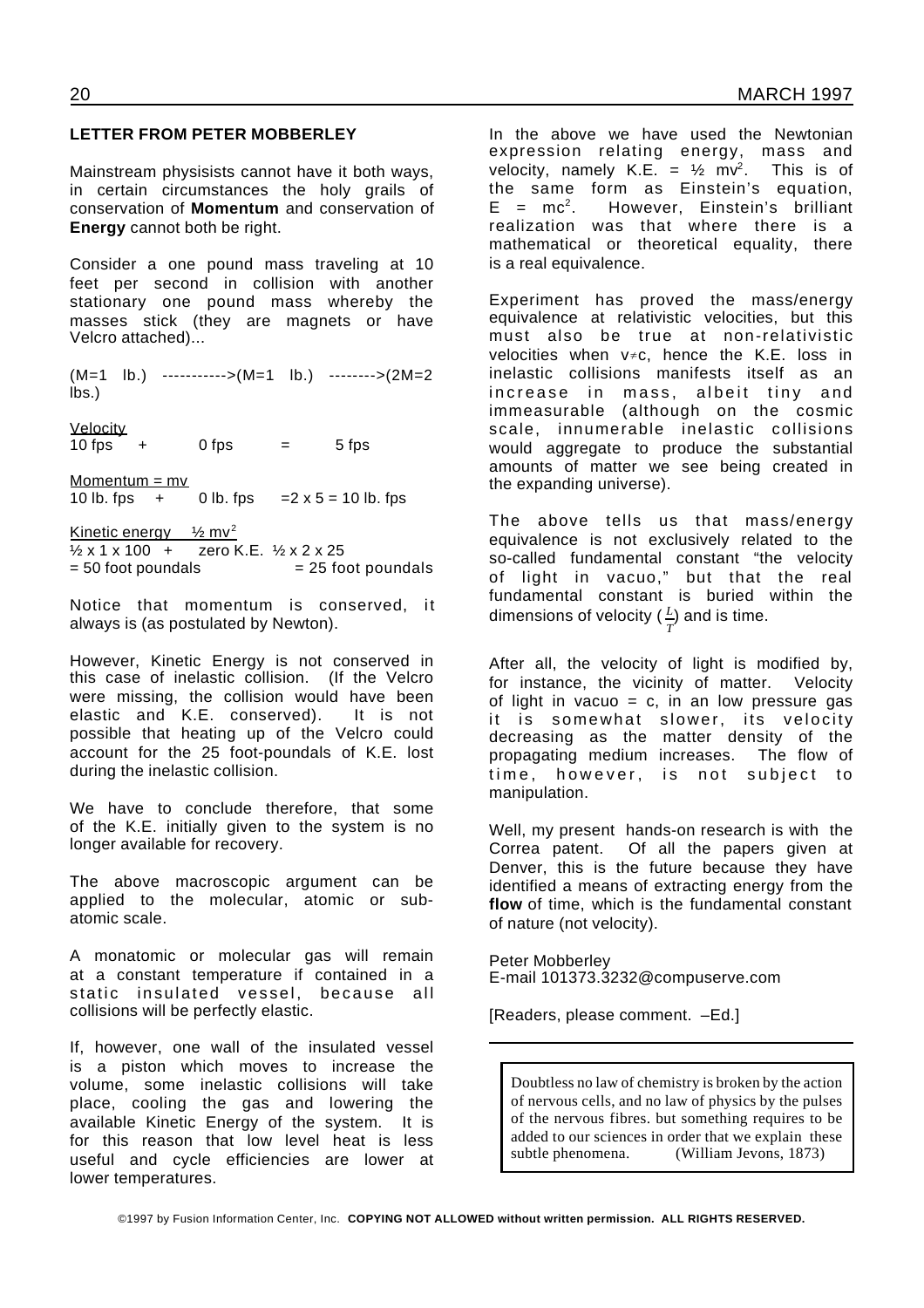### LETTER FROM PETER MOBBERLEY

Mainstream physisists cannot have it both ways, in certain circumstances the holy grails of conservation of **Momentum** and conservation of **Energy** cannot both be right.

Consider a one pound mass traveling at 10 feet per second in collision with another stationary one pound mass whereby the masses stick (they are magnets or have Velcro attached)...

(M=1 lb.) ----------->(M=1 lb.) -------->(2M=2 lbs.)

Velocity
10 fps + 0 fps = 5 fps

Momentum = mv
10 lb. fps + 0 lb. fps =2 x 5 = 10 lb. fps

Kinetic energy ½ mv$^2$
½ x 1 x 100 + zero K.E. ½ x 2 x 25
= 50 foot poundals = 25 foot poundals

Notice that momentum is conserved, it always is (as postulated by Newton).

However, Kinetic Energy is not conserved in this case of inelastic collision. (If the Velcro were missing, the collision would have been elastic and K.E. conserved). It is not possible that heating up of the Velcro could account for the 25 foot-poundals of K.E. lost during the inelastic collision.

We have to conclude therefore, that some of the K.E. initially given to the system is no longer available for recovery.

The above macroscopic argument can be applied to the molecular, atomic or sub-atomic scale.

A monatomic or molecular gas will remain at a constant temperature if contained in a static insulated vessel, because all collisions will be perfectly elastic.

If, however, one wall of the insulated vessel is a piston which moves to increase the volume, some inelastic collisions will take place, cooling the gas and lowering the available Kinetic Energy of the system. It is for this reason that low level heat is less useful and cycle efficiencies are lower at lower temperatures.

In the above we have used the Newtonian expression relating energy, mass and velocity, namely K.E. = ½ mv$^2$. This is of the same form as Einstein's equation, $E = mc^2$. However, Einstein's brilliant realization was that where there is a mathematical or theoretical equality, there is a real equivalence.

Experiment has proved the mass/energy equivalence at relativistic velocities, but this must also be true at non-relativistic velocities when $v \neq c$, hence the K.E. loss in inelastic collisions manifests itself as an increase in mass, albeit tiny and immeasurable (although on the cosmic scale, innumerable inelastic collisions would aggregate to produce the substantial amounts of matter we see being created in the expanding universe).

The above tells us that mass/energy equivalence is not exclusively related to the so-called fundamental constant "the velocity of light in vacuo," but that the real fundamental constant is buried within the dimensions of velocity ($\frac{l}{T}$) and is time.

After all, the velocity of light is modified by, for instance, the vicinity of matter. Velocity of light in vacuo = c, in an low pressure gas it is somewhat slower, its velocity decreasing as the matter density of the propagating medium increases. The flow of time, however, is not subject to manipulation.

Well, my present hands-on research is with the Correa patent. Of all the papers given at Denver, this is the future because they have identified a means of extracting energy from the **flow** of time, which is the fundamental constant of nature (not velocity).

Peter Mobberley
E-mail 101373.3232@compuserve.com

[Readers, please comment. –Ed.]

---

Doubtless no law of chemistry is broken by the action of nervous cells, and no law of physics by the pulses of the nervous fibres. but something requires to be added to our sciences in order that we explain these subtle phenomena. (William Jevons, 1873)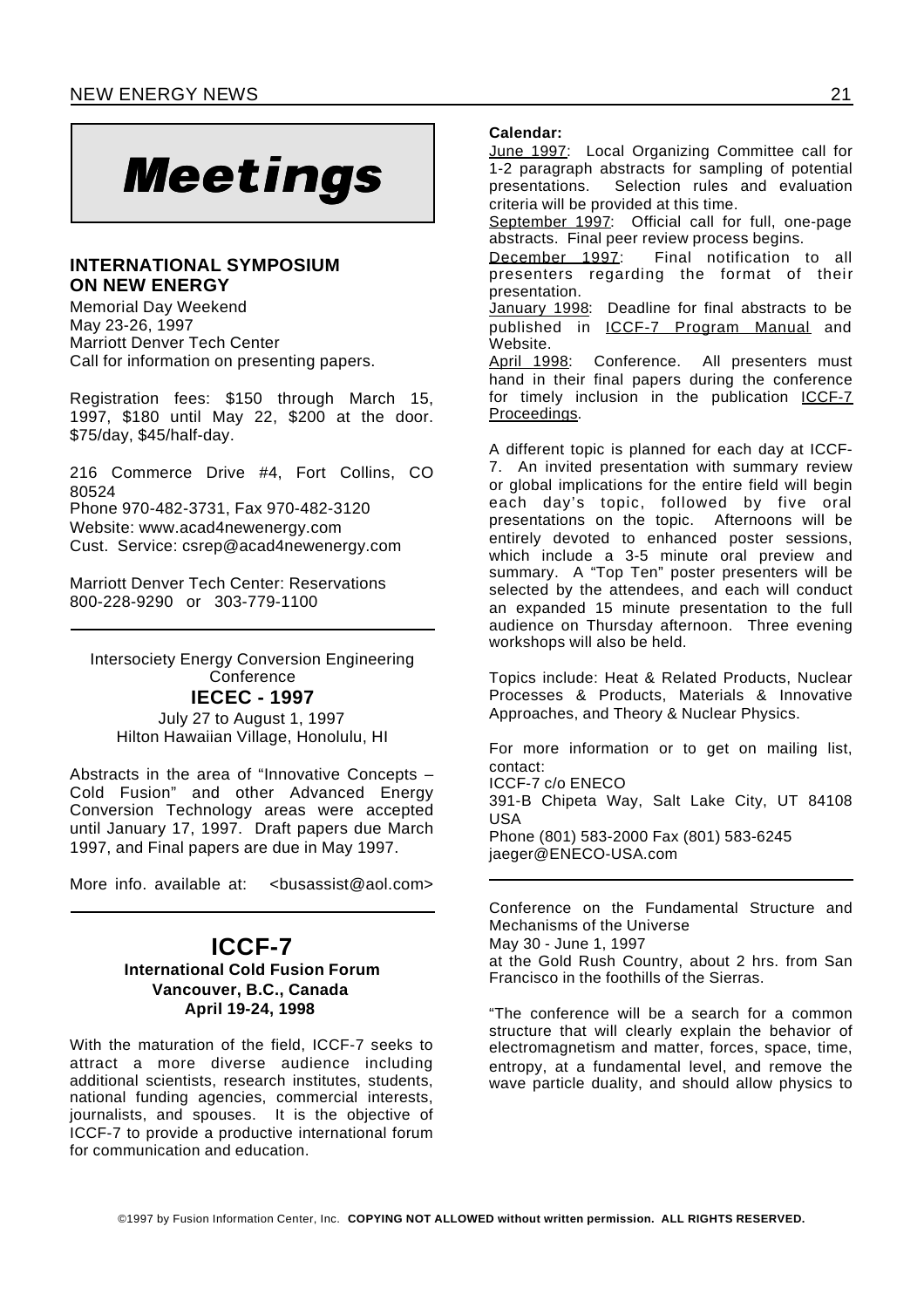# Meetings

## INTERNATIONAL SYMPOSIUM ON NEW ENERGY

Memorial Day Weekend
May 23-26, 1997
Marriott Denver Tech Center
Call for information on presenting papers.

Registration fees: $150 through March 15, 1997, $180 until May 22, $200 at the door. $75/day, $45/half-day.

216 Commerce Drive #4, Fort Collins, CO 80524
Phone 970-482-3731, Fax 970-482-3120
Website: www.acad4newenergy.com
Cust. Service: csrep@acad4newenergy.com

Marriott Denver Tech Center: Reservations
800-228-9290 or 303-779-1100

---

Intersociety Energy Conversion Engineering Conference

**IECEC - 1997**

July 27 to August 1, 1997
Hilton Hawaiian Village, Honolulu, HI

Abstracts in the area of "Innovative Concepts – Cold Fusion" and other Advanced Energy Conversion Technology areas were accepted until January 17, 1997. Draft papers due March 1997, and Final papers are due in May 1997.

More info. available at: <busassist@aol.com>

---

## ICCF-7

**International Cold Fusion Forum**
**Vancouver, B.C., Canada**
**April 19-24, 1998**

With the maturation of the field, ICCF-7 seeks to attract a more diverse audience including additional scientists, research institutes, students, national funding agencies, commercial interests, journalists, and spouses. It is the objective of ICCF-7 to provide a productive international forum for communication and education.

**Calendar:**

June 1997: Local Organizing Committee call for 1-2 paragraph abstracts for sampling of potential presentations. Selection rules and evaluation criteria will be provided at this time.

September 1997: Official call for full, one-page abstracts. Final peer review process begins.

December 1997: Final notification to all presenters regarding the format of their presentation.

January 1998: Deadline for final abstracts to be published in ICCF-7 Program Manual and Website.

April 1998: Conference. All presenters must hand in their final papers during the conference for timely inclusion in the publication ICCF-7 Proceedings.

A different topic is planned for each day at ICCF-7. An invited presentation with summary review or global implications for the entire field will begin each day's topic, followed by five oral presentations on the topic. Afternoons will be entirely devoted to enhanced poster sessions, which include a 3-5 minute oral preview and summary. A "Top Ten" poster presenters will be selected by the attendees, and each will conduct an expanded 15 minute presentation to the full audience on Thursday afternoon. Three evening workshops will also be held.

Topics include: Heat & Related Products, Nuclear Processes & Products, Materials & Innovative Approaches, and Theory & Nuclear Physics.

For more information or to get on mailing list, contact:
ICCF-7 c/o ENECO
391-B Chipeta Way, Salt Lake City, UT 84108 USA
Phone (801) 583-2000 Fax (801) 583-6245
jaeger@ENECO-USA.com

---

Conference on the Fundamental Structure and Mechanisms of the Universe
May 30 - June 1, 1997
at the Gold Rush Country, about 2 hrs. from San Francisco in the foothills of the Sierras.

"The conference will be a search for a common structure that will clearly explain the behavior of electromagnetism and matter, forces, space, time, entropy, at a fundamental level, and remove the wave particle duality, and should allow physics to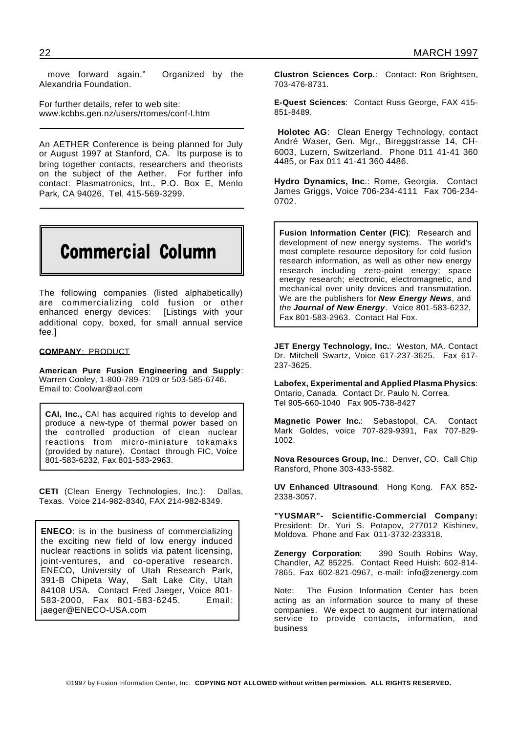move forward again." Organized by the Alexandria Foundation.

For further details, refer to web site: www.kcbbs.gen.nz/users/rtomes/conf-l.htm

---

An AETHER Conference is being planned for July or August 1997 at Stanford, CA. Its purpose is to bring together contacts, researchers and theorists on the subject of the Aether. For further info contact: Plasmatronics, Int., P.O. Box E, Menlo Park, CA 94026, Tel. 415-569-3299.

---

# Commercial Column

The following companies (listed alphabetically) are commercializing cold fusion or other enhanced energy devices: [Listings with your additional copy, boxed, for small annual service fee.]

**COMPANY**: PRODUCT

**American Pure Fusion Engineering and Supply**: Warren Cooley, 1-800-789-7109 or 503-585-6746. Email to: Coolwar@aol.com

**CAI, Inc.,** CAI has acquired rights to develop and produce a new-type of thermal power based on the controlled production of clean nuclear reactions from micro-miniature tokamaks (provided by nature). Contact through FIC, Voice 801-583-6232, Fax 801-583-2963.

**CETI** (Clean Energy Technologies, Inc.): Dallas, Texas. Voice 214-982-8340, FAX 214-982-8349.

**ENECO**: is in the business of commercializing the exciting new field of low energy induced nuclear reactions in solids via patent licensing, joint-ventures, and co-operative research. ENECO, University of Utah Research Park, 391-B Chipeta Way, Salt Lake City, Utah 84108 USA. Contact Fred Jaeger, Voice 801-583-2000, Fax 801-583-6245. Email: jaeger@ENECO-USA.com

**Clustron Sciences Corp.**: Contact: Ron Brightsen, 703-476-8731.

**E-Quest Sciences**: Contact Russ George, FAX 415-851-8489.

**Holotec AG**: Clean Energy Technology, contact André Waser, Gen. Mgr., Bireggstrasse 14, CH-6003, Luzern, Switzerland. Phone 011 41-41 360 4485, or Fax 011 41-41 360 4486.

**Hydro Dynamics, Inc**.: Rome, Georgia. Contact James Griggs, Voice 706-234-4111 Fax 706-234-0702.

**Fusion Information Center (FIC)**: Research and development of new energy systems. The world's most complete resource depository for cold fusion research information, as well as other new energy research including zero-point energy; space energy research; electronic, electromagnetic, and mechanical over unity devices and transmutation. We are the publishers for ***New Energy News***, and *the* ***Journal of New Energy***. Voice 801-583-6232, Fax 801-583-2963. Contact Hal Fox.

**JET Energy Technology, Inc.**: Weston, MA. Contact Dr. Mitchell Swartz, Voice 617-237-3625. Fax 617-237-3625.

**Labofex, Experimental and Applied Plasma Physics**: Ontario, Canada. Contact Dr. Paulo N. Correa. Tel 905-660-1040 Fax 905-738-8427

**Magnetic Power Inc.**: Sebastopol, CA. Contact Mark Goldes, voice 707-829-9391, Fax 707-829-1002.

**Nova Resources Group, Inc**.: Denver, CO. Call Chip Ransford, Phone 303-433-5582.

**UV Enhanced Ultrasound**: Hong Kong. FAX 852-2338-3057.

**"YUSMAR"- Scientific-Commercial Company:** President: Dr. Yuri S. Potapov, 277012 Kishinev, Moldova. Phone and Fax 011-3732-233318.

**Zenergy Corporation**: 390 South Robins Way, Chandler, AZ 85225. Contact Reed Huish: 602-814-7865, Fax 602-821-0967, e-mail: info@zenergy.com

Note: The Fusion Information Center has been acting as an information source to many of these companies. We expect to augment our international service to provide contacts, information, and business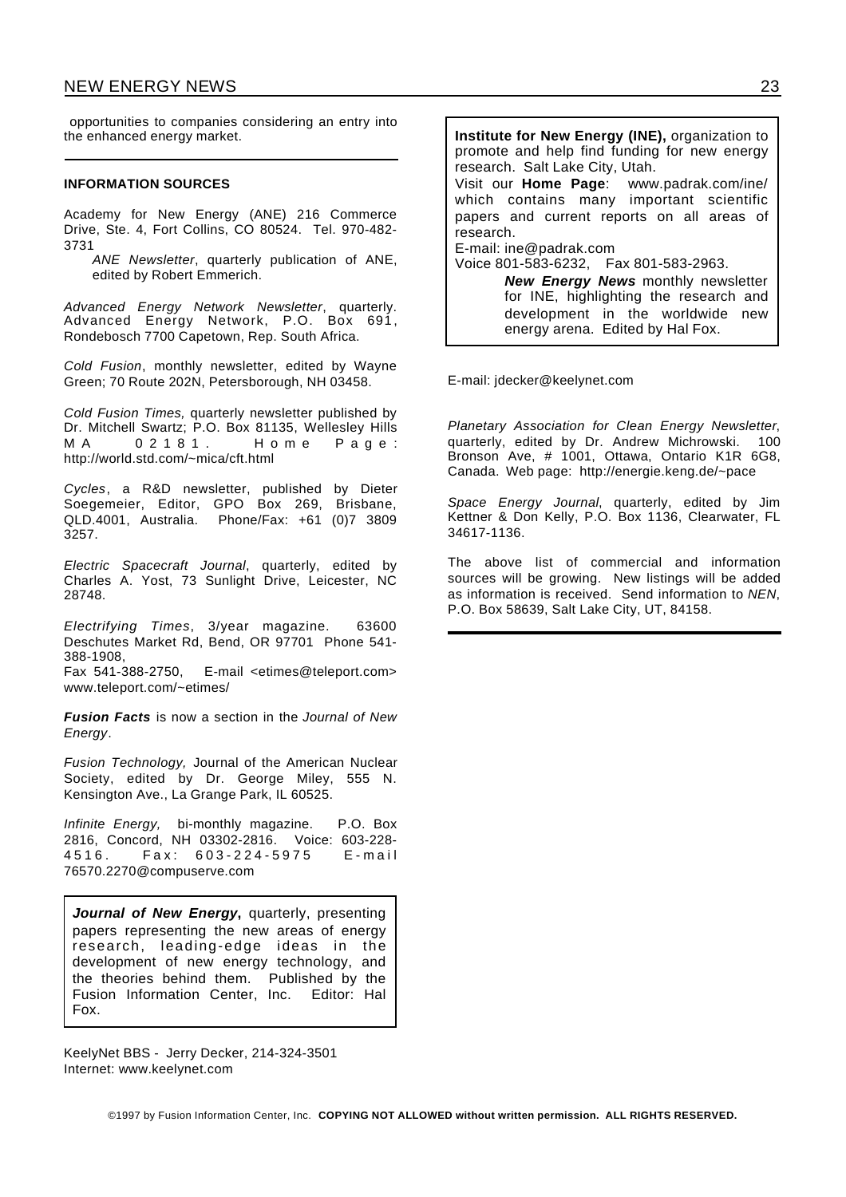opportunities to companies considering an entry into the enhanced energy market.

---

#### INFORMATION SOURCES

Academy for New Energy (ANE) 216 Commerce Drive, Ste. 4, Fort Collins, CO 80524. Tel. 970-482-3731

*ANE Newsletter*, quarterly publication of ANE, edited by Robert Emmerich.

*Advanced Energy Network Newsletter*, quarterly. Advanced Energy Network, P.O. Box 691, Rondebosch 7700 Capetown, Rep. South Africa.

*Cold Fusion*, monthly newsletter, edited by Wayne Green; 70 Route 202N, Petersborough, NH 03458.

*Cold Fusion Times,* quarterly newsletter published by Dr. Mitchell Swartz; P.O. Box 81135, Wellesley Hills MA 02181. Home Page: http://world.std.com/~mica/cft.html

*Cycles*, a R&D newsletter, published by Dieter Soegemeier, Editor, GPO Box 269, Brisbane, QLD.4001, Australia. Phone/Fax: +61 (0)7 3809 3257.

*Electric Spacecraft Journal*, quarterly, edited by Charles A. Yost, 73 Sunlight Drive, Leicester, NC 28748.

*Electrifying Times*, 3/year magazine. 63600 Deschutes Market Rd, Bend, OR 97701 Phone 541-388-1908,
Fax 541-388-2750, E-mail <etimes@teleport.com> www.teleport.com/~etimes/

***Fusion Facts*** is now a section in the *Journal of New Energy*.

*Fusion Technology,* Journal of the American Nuclear Society, edited by Dr. George Miley, 555 N. Kensington Ave., La Grange Park, IL 60525.

*Infinite Energy,* bi-monthly magazine. P.O. Box 2816, Concord, NH 03302-2816. Voice: 603-228-4516. Fax: 603-224-5975 E-mail 76570.2270@compuserve.com

***Journal of New Energy*****,** quarterly, presenting papers representing the new areas of energy research, leading-edge ideas in the development of new energy technology, and the theories behind them. Published by the Fusion Information Center, Inc. Editor: Hal Fox.

KeelyNet BBS - Jerry Decker, 214-324-3501
Internet: www.keelynet.com

**Institute for New Energy (INE),** organization to promote and help find funding for new energy research. Salt Lake City, Utah.
Visit our **Home Page**: www.padrak.com/ine/ which contains many important scientific papers and current reports on all areas of research.
E-mail: ine@padrak.com
Voice 801-583-6232, Fax 801-583-2963.

***New Energy News*** monthly newsletter for INE, highlighting the research and development in the worldwide new energy arena. Edited by Hal Fox.

E-mail: jdecker@keelynet.com

*Planetary Association for Clean Energy Newsletter*, quarterly, edited by Dr. Andrew Michrowski. 100 Bronson Ave, # 1001, Ottawa, Ontario K1R 6G8, Canada. Web page: http://energie.keng.de/~pace

*Space Energy Journal*, quarterly, edited by Jim Kettner & Don Kelly, P.O. Box 1136, Clearwater, FL 34617-1136.

The above list of commercial and information sources will be growing. New listings will be added as information is received. Send information to *NEN*, P.O. Box 58639, Salt Lake City, UT, 84158.

---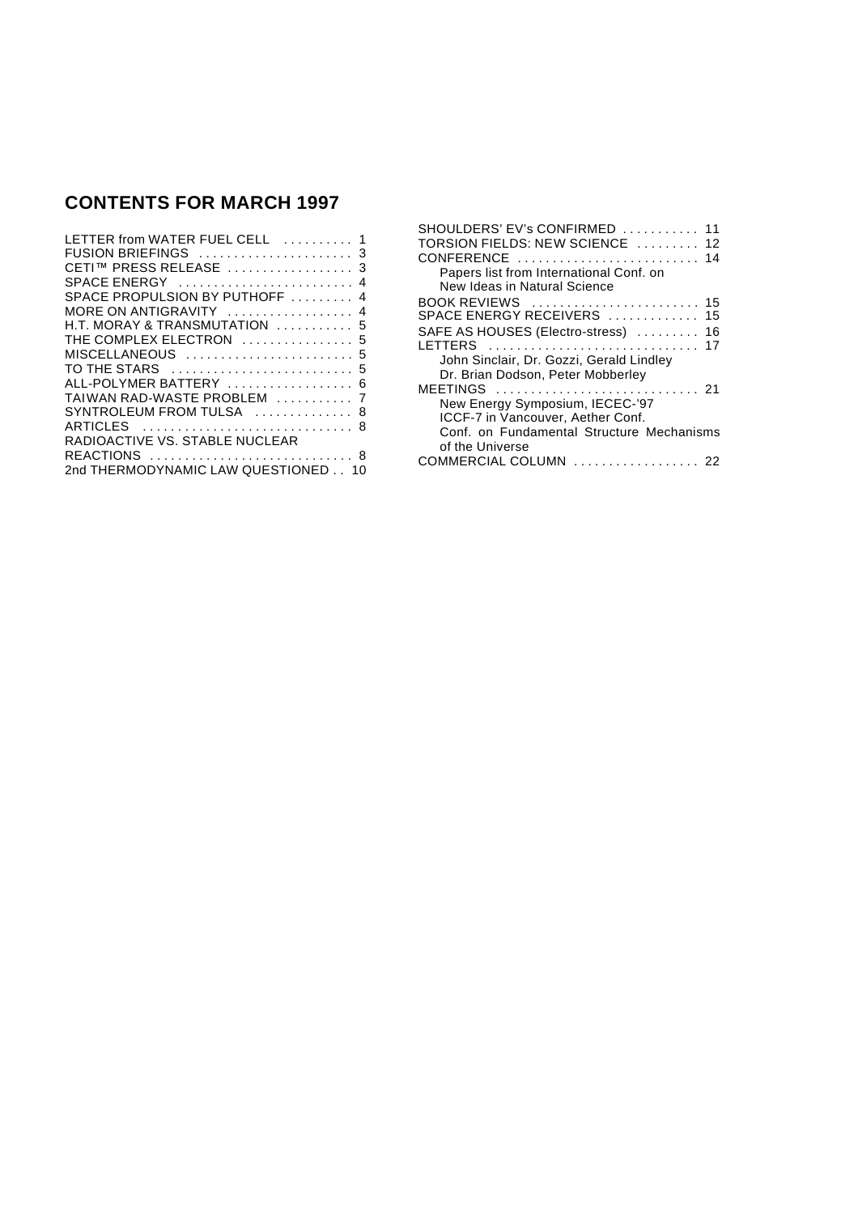## CONTENTS FOR MARCH 1997

LETTER from WATER FUEL CELL .......... 1
FUSION BRIEFINGS ..................... 3
CETI™ PRESS RELEASE .................. 3
SPACE ENERGY ......................... 4
SPACE PROPULSION BY PUTHOFF ......... 4
MORE ON ANTIGRAVITY .................. 4
H.T. MORAY & TRANSMUTATION ........... 5
THE COMPLEX ELECTRON ................ 5
MISCELLANEOUS ........................ 5
TO THE STARS .......................... 5
ALL-POLYMER BATTERY .................. 6
TAIWAN RAD-WASTE PROBLEM ........... 7
SYNTROLEUM FROM TULSA .............. 8
ARTICLES .............................. 8
RADIOACTIVE VS. STABLE NUCLEAR REACTIONS ............................ 8
2nd THERMODYNAMIC LAW QUESTIONED . . 10

SHOULDERS' EV's CONFIRMED ........... 11
TORSION FIELDS: NEW SCIENCE ......... 12
CONFERENCE .......................... 14
  Papers list from International Conf. on New Ideas in Natural Science
BOOK REVIEWS ........................ 15
SPACE ENERGY RECEIVERS ............. 15
SAFE AS HOUSES (Electro-stress) ......... 16
LETTERS .............................. 17
  John Sinclair, Dr. Gozzi, Gerald Lindley
  Dr. Brian Dodson, Peter Mobberley
MEETINGS ............................. 21
  New Energy Symposium, IECEC-'97
  ICCF-7 in Vancouver, Aether Conf.
  Conf. on Fundamental Structure Mechanisms of the Universe
COMMERCIAL COLUMN .................. 22